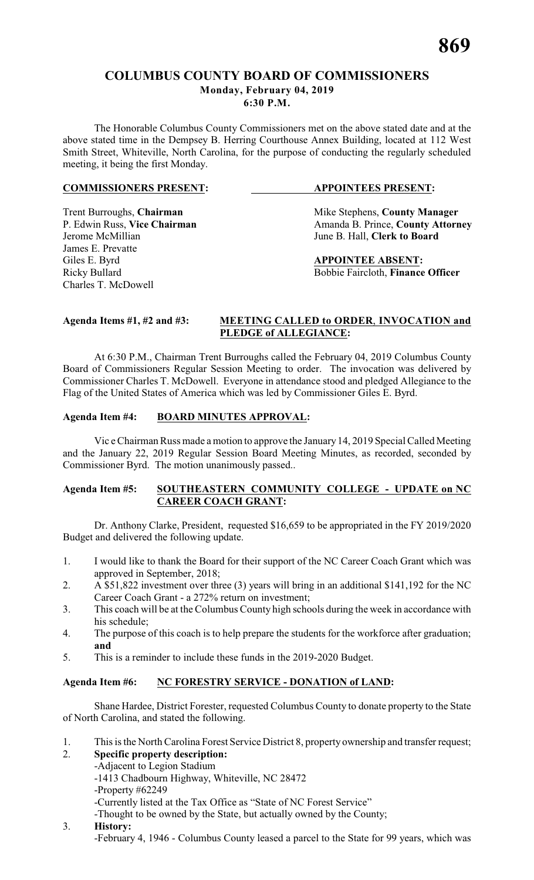# COLUMBUS COUNTY BOARD OF COMMISSIONERS

**Monday, February 04, 2019**
**6:30 P.M.**

The Honorable Columbus County Commissioners met on the above stated date and at the above stated time in the Dempsey B. Herring Courthouse Annex Building, located at 112 West Smith Street, Whiteville, North Carolina, for the purpose of conducting the regularly scheduled meeting, it being the first Monday.

**COMMISSIONERS PRESENT:**

Trent Burroughs, **Chairman**
P. Edwin Russ, **Vice Chairman**
Jerome McMillian
James E. Prevatte
Giles E. Byrd
Ricky Bullard
Charles T. McDowell

**APPOINTEES PRESENT:**

Mike Stephens, **County Manager**
Amanda B. Prince, **County Attorney**
June B. Hall, **Clerk to Board**

**APPOINTEE ABSENT:**

Bobbie Faircloth, **Finance Officer**

**Agenda Items #1, #2 and #3: MEETING CALLED to ORDER, INVOCATION and PLEDGE of ALLEGIANCE:**

At 6:30 P.M., Chairman Trent Burroughs called the February 04, 2019 Columbus County Board of Commissioners Regular Session Meeting to order. The invocation was delivered by Commissioner Charles T. McDowell. Everyone in attendance stood and pledged Allegiance to the Flag of the United States of America which was led by Commissioner Giles E. Byrd.

**Agenda Item #4: BOARD MINUTES APPROVAL:**

Vic e Chairman Russ made a motion to approve the January 14, 2019 Special Called Meeting and the January 22, 2019 Regular Session Board Meeting Minutes, as recorded, seconded by Commissioner Byrd. The motion unanimously passed..

**Agenda Item #5: SOUTHEASTERN COMMUNITY COLLEGE - UPDATE on NC CAREER COACH GRANT:**

Dr. Anthony Clarke, President, requested $16,659 to be appropriated in the FY 2019/2020 Budget and delivered the following update.

1. I would like to thank the Board for their support of the NC Career Coach Grant which was approved in September, 2018;
2. A $51,822 investment over three (3) years will bring in an additional $141,192 for the NC Career Coach Grant - a 272% return on investment;
3. This coach will be at the Columbus County high schools during the week in accordance with his schedule;
4. The purpose of this coach is to help prepare the students for the workforce after graduation; **and**
5. This is a reminder to include these funds in the 2019-2020 Budget.

**Agenda Item #6: NC FORESTRY SERVICE - DONATION of LAND:**

Shane Hardee, District Forester, requested Columbus County to donate property to the State of North Carolina, and stated the following.

1. This is the North Carolina Forest Service District 8, property ownership and transfer request;
2. **Specific property description:**
   - Adjacent to Legion Stadium
   - 1413 Chadbourn Highway, Whiteville, NC 28472
   - Property #62249
   - Currently listed at the Tax Office as "State of NC Forest Service"
   - Thought to be owned by the State, but actually owned by the County;
3. **History:**
   - February 4, 1946 - Columbus County leased a parcel to the State for 99 years, which was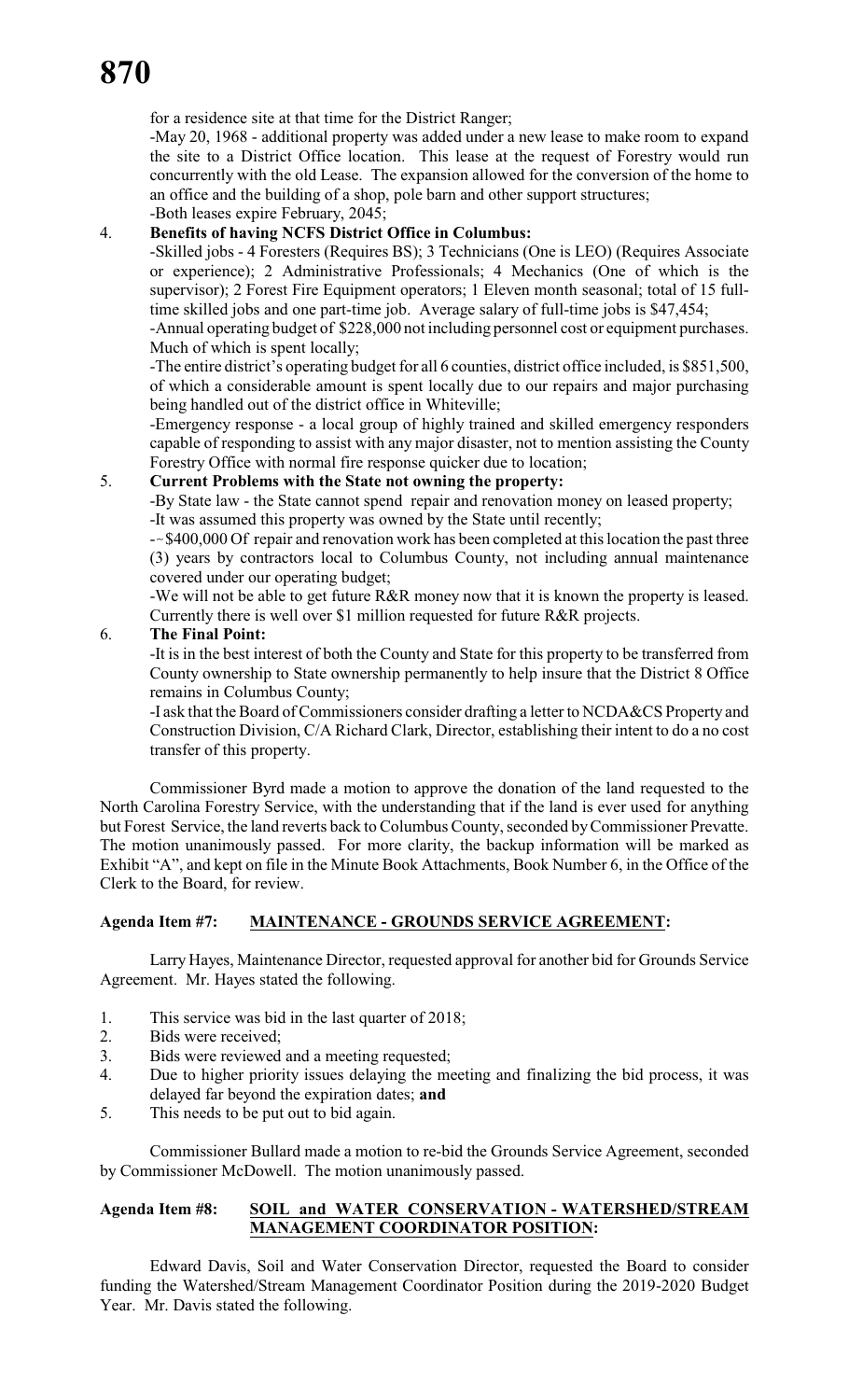for a residence site at that time for the District Ranger;

-May 20, 1968 - additional property was added under a new lease to make room to expand the site to a District Office location. This lease at the request of Forestry would run concurrently with the old Lease. The expansion allowed for the conversion of the home to an office and the building of a shop, pole barn and other support structures;

-Both leases expire February, 2045;

4. **Benefits of having NCFS District Office in Columbus:**

   -Skilled jobs - 4 Foresters (Requires BS); 3 Technicians (One is LEO) (Requires Associate or experience); 2 Administrative Professionals; 4 Mechanics (One of which is the supervisor); 2 Forest Fire Equipment operators; 1 Eleven month seasonal; total of 15 full-time skilled jobs and one part-time job. Average salary of full-time jobs is $47,454;

   -Annual operating budget of $228,000 not including personnel cost or equipment purchases. Much of which is spent locally;

   -The entire district's operating budget for all 6 counties, district office included, is $851,500, of which a considerable amount is spent locally due to our repairs and major purchasing being handled out of the district office in Whiteville;

   -Emergency response - a local group of highly trained and skilled emergency responders capable of responding to assist with any major disaster, not to mention assisting the County Forestry Office with normal fire response quicker due to location;

5. **Current Problems with the State not owning the property:**

   -By State law - the State cannot spend repair and renovation money on leased property;

   -It was assumed this property was owned by the State until recently;

   -~$400,000 Of repair and renovation work has been completed at this location the past three (3) years by contractors local to Columbus County, not including annual maintenance covered under our operating budget;

   -We will not be able to get future R&R money now that it is known the property is leased. Currently there is well over $1 million requested for future R&R projects.

6. **The Final Point:**

   -It is in the best interest of both the County and State for this property to be transferred from County ownership to State ownership permanently to help insure that the District 8 Office remains in Columbus County;

   -I ask that the Board of Commissioners consider drafting a letter to NCDA&CS Property and Construction Division, C/A Richard Clark, Director, establishing their intent to do a no cost transfer of this property.

Commissioner Byrd made a motion to approve the donation of the land requested to the North Carolina Forestry Service, with the understanding that if the land is ever used for anything but Forest Service, the land reverts back to Columbus County, seconded by Commissioner Prevatte. The motion unanimously passed. For more clarity, the backup information will be marked as Exhibit "A", and kept on file in the Minute Book Attachments, Book Number 6, in the Office of the Clerk to the Board, for review.

**Agenda Item #7: MAINTENANCE - GROUNDS SERVICE AGREEMENT:**

Larry Hayes, Maintenance Director, requested approval for another bid for Grounds Service Agreement. Mr. Hayes stated the following.

1. This service was bid in the last quarter of 2018;
2. Bids were received;
3. Bids were reviewed and a meeting requested;
4. Due to higher priority issues delaying the meeting and finalizing the bid process, it was delayed far beyond the expiration dates; **and**
5. This needs to be put out to bid again.

Commissioner Bullard made a motion to re-bid the Grounds Service Agreement, seconded by Commissioner McDowell. The motion unanimously passed.

**Agenda Item #8: SOIL and WATER CONSERVATION - WATERSHED/STREAM MANAGEMENT COORDINATOR POSITION:**

Edward Davis, Soil and Water Conservation Director, requested the Board to consider funding the Watershed/Stream Management Coordinator Position during the 2019-2020 Budget Year. Mr. Davis stated the following.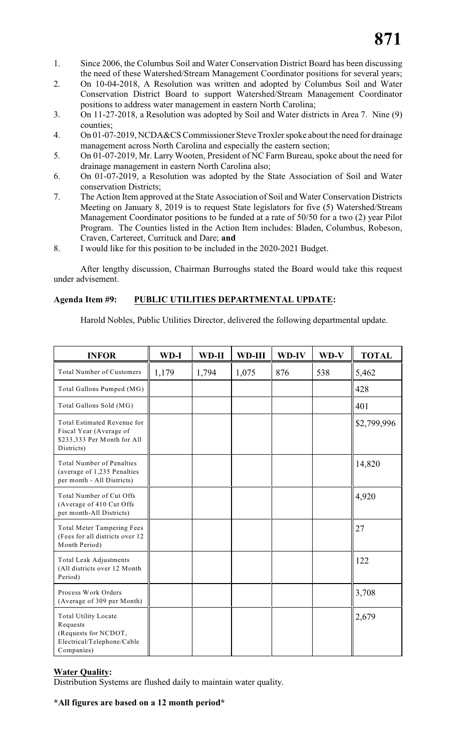1. Since 2006, the Columbus Soil and Water Conservation District Board has been discussing the need of these Watershed/Stream Management Coordinator positions for several years;
2. On 10-04-2018, A Resolution was written and adopted by Columbus Soil and Water Conservation District Board to support Watershed/Stream Management Coordinator positions to address water management in eastern North Carolina;
3. On 11-27-2018, a Resolution was adopted by Soil and Water districts in Area 7. Nine (9) counties;
4. On 01-07-2019, NCDA&CS Commissioner Steve Troxler spoke about the need for drainage management across North Carolina and especially the eastern section;
5. On 01-07-2019, Mr. Larry Wooten, President of NC Farm Bureau, spoke about the need for drainage management in eastern North Carolina also;
6. On 01-07-2019, a Resolution was adopted by the State Association of Soil and Water conservation Districts;
7. The Action Item approved at the State Association of Soil and Water Conservation Districts Meeting on January 8, 2019 is to request State legislators for five (5) Watershed/Stream Management Coordinator positions to be funded at a rate of 50/50 for a two (2) year Pilot Program. The Counties listed in the Action Item includes: Bladen, Columbus, Robeson, Craven, Cartereet, Currituck and Dare; **and**
8. I would like for this position to be included in the 2020-2021 Budget.

After lengthy discussion, Chairman Burroughs stated the Board would take this request under advisement.

**Agenda Item #9: PUBLIC UTILITIES DEPARTMENTAL UPDATE:**

Harold Nobles, Public Utilities Director, delivered the following departmental update.

| INFOR | WD-I | WD-II | WD-III | WD-IV | WD-V | TOTAL |
|---|---|---|---|---|---|---|
| Total Number of Customers | 1,179 | 1,794 | 1,075 | 876 | 538 | 5,462 |
| Total Gallons Pumped (MG) | | | | | | 428 |
| Total Gallons Sold (MG) | | | | | | 401 |
| Total Estimated Revenue for Fiscal Year (Average of $233,333 Per Month for All Districts) | | | | | | $2,799,996 |
| Total Number of Penalties (average of 1,235 Penalties per month - All Districts) | | | | | | 14,820 |
| Total Number of Cut Offs (Average of 410 Cut Offs per month-All Districts) | | | | | | 4,920 |
| Total Meter Tampering Fees (Fees for all districts over 12 Month Period) | | | | | | 27 |
| Total Leak Adjustments (All districts over 12 Month Period) | | | | | | 122 |
| Process Work Orders (Average of 309 per Month) | | | | | | 3,708 |
| Total Utility Locate Requests (Requests for NCDOT, Electrical/Telephone/Cable Companies) | | | | | | 2,679 |

**Water Quality:**
Distribution Systems are flushed daily to maintain water quality.

**\*All figures are based on a 12 month period\***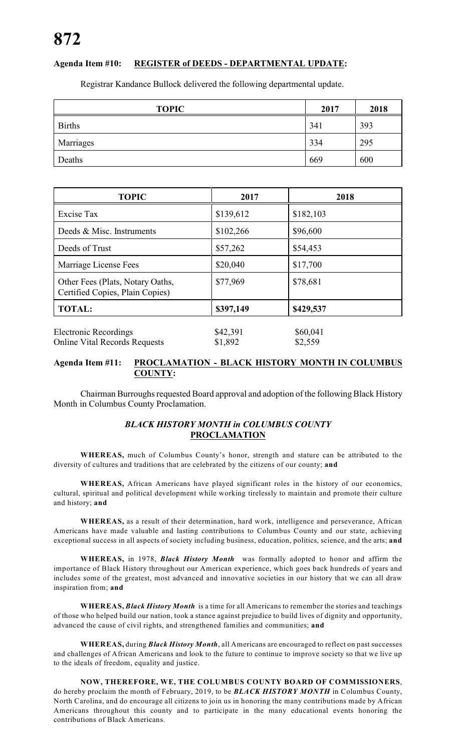**Agenda Item #10: REGISTER of DEEDS - DEPARTMENTAL UPDATE:**

Registrar Kandance Bullock delivered the following departmental update.

| TOPIC | 2017 | 2018 |
|---|---|---|
| Births | 341 | 393 |
| Marriages | 334 | 295 |
| Deaths | 669 | 600 |

| TOPIC | 2017 | 2018 |
|---|---|---|
| Excise Tax | \$139,612 | \$182,103 |
| Deeds & Misc. Instruments | \$102,266 | \$96,600 |
| Deeds of Trust | \$57,262 | \$54,453 |
| Marriage License Fees | \$20,040 | \$17,700 |
| Other Fees (Plats, Notary Oaths, Certified Copies, Plain Copies) | \$77,969 | \$78,681 |
| **TOTAL:** | **\$397,149** | **\$429,537** |

| | | |
|---|---|---|
| Electronic Recordings | \$42,391 | \$60,041 |
| Online Vital Records Requests | \$1,892 | \$2,559 |

**Agenda Item #11: PROCLAMATION - BLACK HISTORY MONTH IN COLUMBUS COUNTY:**

Chairman Burroughs requested Board approval and adoption of the following Black History Month in Columbus County Proclamation.

***BLACK HISTORY MONTH in COLUMBUS COUNTY***
**PROCLAMATION**

**WHEREAS,** much of Columbus County's honor, strength and stature can be attributed to the diversity of cultures and traditions that are celebrated by the citizens of our county; **and**

**WHEREAS,** African Americans have played significant roles in the history of our economics, cultural, spiritual and political development while working tirelessly to maintain and promote their culture and history; **and**

**WHEREAS,** as a result of their determination, hard work, intelligence and perseverance, African Americans have made valuable and lasting contributions to Columbus County and our state, achieving exceptional success in all aspects of society including business, education, politics, science, and the arts; **and**

**WHEREAS,** in 1978, ***Black History Month*** was formally adopted to honor and affirm the importance of Black History throughout our American experience, which goes back hundreds of years and includes some of the greatest, most advanced and innovative societies in our history that we can all draw inspiration from; **and**

**WHEREAS,** ***Black History Month*** is a time for all Americans to remember the stories and teachings of those who helped build our nation, took a stance against prejudice to build lives of dignity and opportunity, advanced the cause of civil rights, and strengthened families and communities; **and**

**WHEREAS,** during ***Black History Month***, all Americans are encouraged to reflect on past successes and challenges of African Americans and look to the future to continue to improve society so that we live up to the ideals of freedom, equality and justice.

**NOW, THEREFORE, WE, THE COLUMBUS COUNTY BOARD OF COMMISSIONERS**, do hereby proclaim the month of February, 2019, to be ***BLACK HISTORY MONTH*** in Columbus County, North Carolina, and do encourage all citizens to join us in honoring the many contributions made by African Americans throughout this county and to participate in the many educational events honoring the contributions of Black Americans.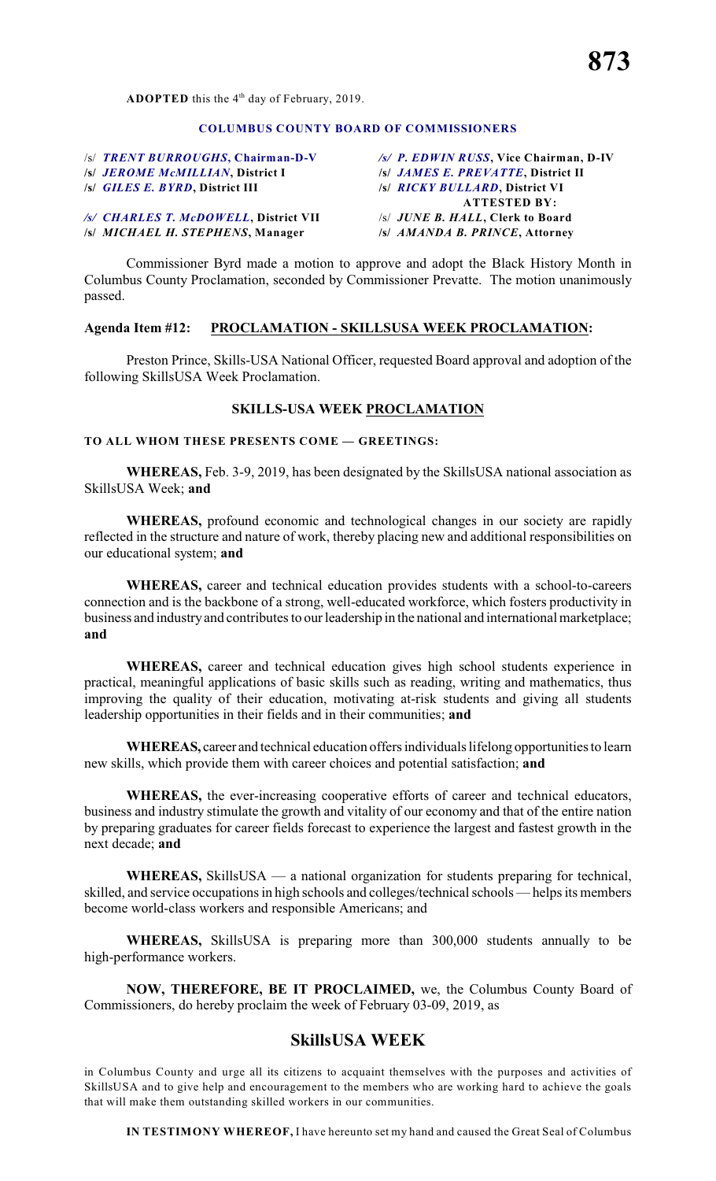**ADOPTED** this the 4th day of February, 2019.

**COLUMBUS COUNTY BOARD OF COMMISSIONERS**

/s/ ***TRENT BURROUGHS*, Chairman-D-V**
**/s/ *JEROME McMILLIAN*, District I**
**/s/ *GILES E. BYRD*, District III**

***/s/ CHARLES T. McDOWELL*, District VII**
**/s/ *MICHAEL H. STEPHENS*, Manager**

***/s/ P. EDWIN RUSS*, Vice Chairman, D-IV**
**/s/ *JAMES E. PREVATTE*, District II**
**/s/ *RICKY BULLARD*, District VI**

**ATTESTED BY:**
/s/ ***JUNE B. HALL*, Clerk to Board**
**/s/ *AMANDA B. PRINCE*, Attorney**

Commissioner Byrd made a motion to approve and adopt the Black History Month in Columbus County Proclamation, seconded by Commissioner Prevatte. The motion unanimously passed.

**Agenda Item #12: PROCLAMATION - SKILLSUSA WEEK PROCLAMATION:**

Preston Prince, Skills-USA National Officer, requested Board approval and adoption of the following SkillsUSA Week Proclamation.

**SKILLS-USA WEEK PROCLAMATION**

**TO ALL WHOM THESE PRESENTS COME — GREETINGS:**

**WHEREAS,** Feb. 3-9, 2019, has been designated by the SkillsUSA national association as SkillsUSA Week; **and**

**WHEREAS,** profound economic and technological changes in our society are rapidly reflected in the structure and nature of work, thereby placing new and additional responsibilities on our educational system; **and**

**WHEREAS,** career and technical education provides students with a school-to-careers connection and is the backbone of a strong, well-educated workforce, which fosters productivity in business and industry and contributes to our leadership in the national and international marketplace; **and**

**WHEREAS,** career and technical education gives high school students experience in practical, meaningful applications of basic skills such as reading, writing and mathematics, thus improving the quality of their education, motivating at-risk students and giving all students leadership opportunities in their fields and in their communities; **and**

**WHEREAS,** career and technical education offers individuals lifelong opportunities to learn new skills, which provide them with career choices and potential satisfaction; **and**

**WHEREAS,** the ever-increasing cooperative efforts of career and technical educators, business and industry stimulate the growth and vitality of our economy and that of the entire nation by preparing graduates for career fields forecast to experience the largest and fastest growth in the next decade; **and**

**WHEREAS,** SkillsUSA — a national organization for students preparing for technical, skilled, and service occupations in high schools and colleges/technical schools — helps its members become world-class workers and responsible Americans; and

**WHEREAS,** SkillsUSA is preparing more than 300,000 students annually to be high-performance workers.

**NOW, THEREFORE, BE IT PROCLAIMED,** we, the Columbus County Board of Commissioners, do hereby proclaim the week of February 03-09, 2019, as

## SkillsUSA WEEK

in Columbus County and urge all its citizens to acquaint themselves with the purposes and activities of SkillsUSA and to give help and encouragement to the members who are working hard to achieve the goals that will make them outstanding skilled workers in our communities.

**IN TESTIMONY WHEREOF,** I have hereunto set my hand and caused the Great Seal of Columbus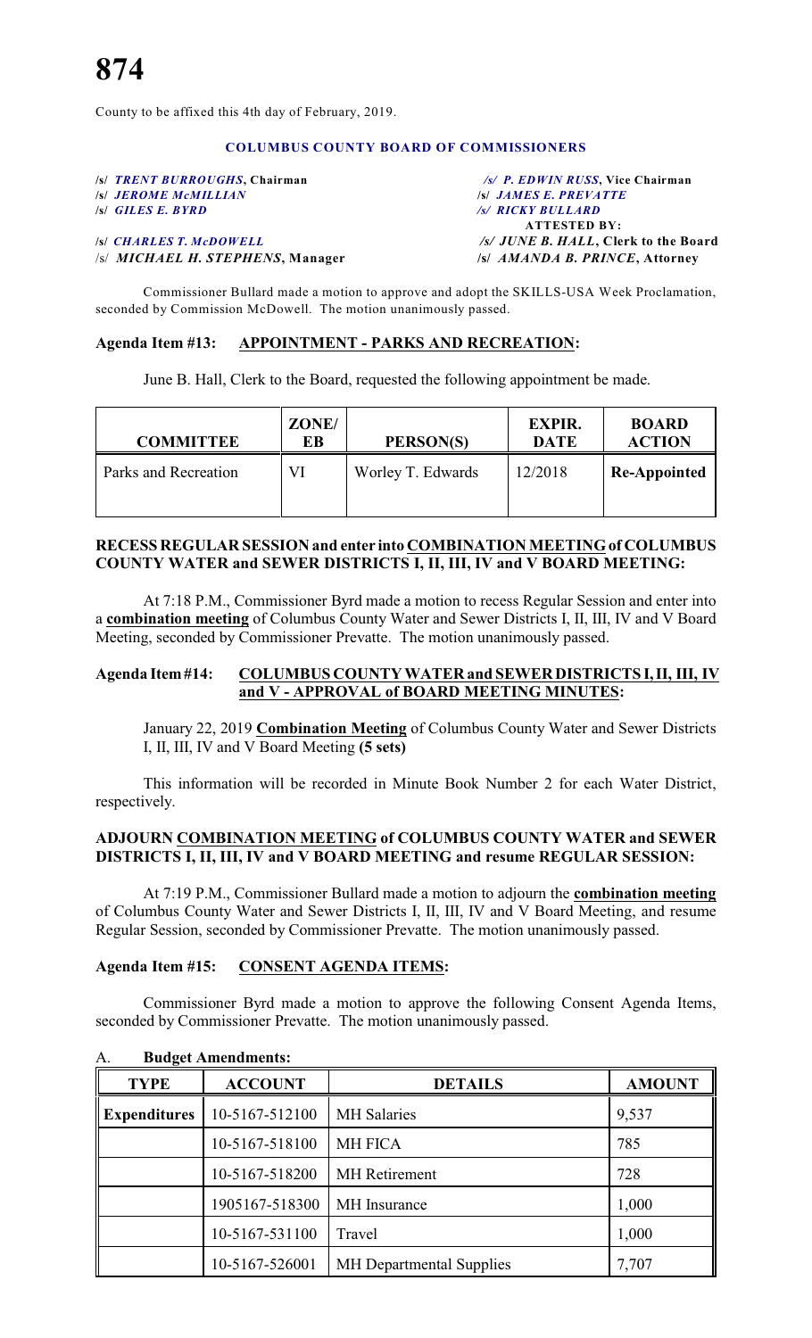County to be affixed this 4th day of February, 2019.

**COLUMBUS COUNTY BOARD OF COMMISSIONERS**

/s/ ***TRENT BURROUGHS*, Chairman** /s/ ***P. EDWIN RUSS*, Vice Chairman**
/s/ ***JEROME McMILLIAN*** /s/ ***JAMES E. PREVATTE***
/s/ ***GILES E. BYRD*** /s/ ***RICKY BULLARD***
**ATTESTED BY:**
/s/ ***CHARLES T. McDOWELL*** /s/ ***JUNE B. HALL*, Clerk to the Board**
/s/ ***MICHAEL H. STEPHENS*, Manager** /s/ ***AMANDA B. PRINCE*, Attorney**

Commissioner Bullard made a motion to approve and adopt the SKILLS-USA Week Proclamation, seconded by Commission McDowell. The motion unanimously passed.

**Agenda Item #13: APPOINTMENT - PARKS AND RECREATION:**

June B. Hall, Clerk to the Board, requested the following appointment be made.

| COMMITTEE | ZONE/ EB | PERSON(S) | EXPIR. DATE | BOARD ACTION |
|---|---|---|---|---|
| Parks and Recreation | VI | Worley T. Edwards | 12/2018 | **Re-Appointed** |

**RECESS REGULAR SESSION and enter into COMBINATION MEETING of COLUMBUS COUNTY WATER and SEWER DISTRICTS I, II, III, IV and V BOARD MEETING:**

At 7:18 P.M., Commissioner Byrd made a motion to recess Regular Session and enter into a **combination meeting** of Columbus County Water and Sewer Districts I, II, III, IV and V Board Meeting, seconded by Commissioner Prevatte. The motion unanimously passed.

**Agenda Item #14: COLUMBUS COUNTY WATER and SEWER DISTRICTS I, II, III, IV and V - APPROVAL of BOARD MEETING MINUTES:**

January 22, 2019 **Combination Meeting** of Columbus County Water and Sewer Districts I, II, III, IV and V Board Meeting **(5 sets)**

This information will be recorded in Minute Book Number 2 for each Water District, respectively.

**ADJOURN COMBINATION MEETING of COLUMBUS COUNTY WATER and SEWER DISTRICTS I, II, III, IV and V BOARD MEETING and resume REGULAR SESSION:**

At 7:19 P.M., Commissioner Bullard made a motion to adjourn the **combination meeting** of Columbus County Water and Sewer Districts I, II, III, IV and V Board Meeting, and resume Regular Session, seconded by Commissioner Prevatte. The motion unanimously passed.

**Agenda Item #15: CONSENT AGENDA ITEMS:**

Commissioner Byrd made a motion to approve the following Consent Agenda Items, seconded by Commissioner Prevatte. The motion unanimously passed.

A. **Budget Amendments:**

| TYPE | ACCOUNT | DETAILS | AMOUNT |
|---|---|---|---|
| **Expenditures** | 10-5167-512100 | MH Salaries | 9,537 |
| | 10-5167-518100 | MH FICA | 785 |
| | 10-5167-518200 | MH Retirement | 728 |
| | 1905167-518300 | MH Insurance | 1,000 |
| | 10-5167-531100 | Travel | 1,000 |
| | 10-5167-526001 | MH Departmental Supplies | 7,707 |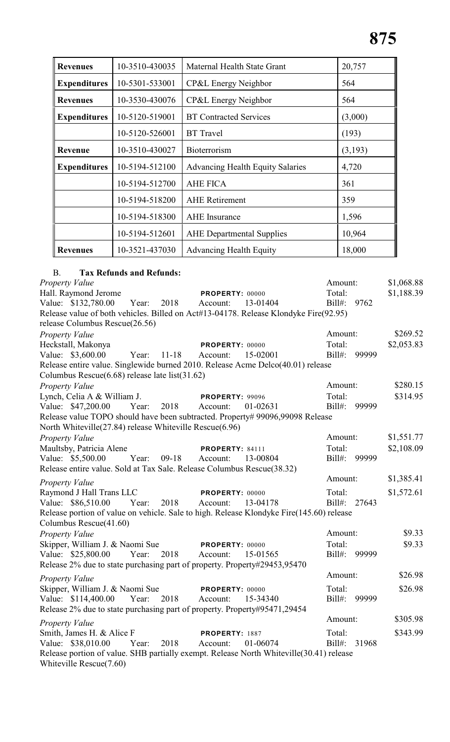| Revenues | 10-3510-430035 | Maternal Health State Grant | 20,757 |
|---|---|---|---|
| **Expenditures** | 10-5301-533001 | CP&L Energy Neighbor | 564 |
| **Revenues** | 10-3530-430076 | CP&L Energy Neighbor | 564 |
| **Expenditures** | 10-5120-519001 | BT Contracted Services | (3,000) |
| | 10-5120-526001 | BT Travel | (193) |
| **Revenue** | 10-3510-430027 | Bioterrorism | (3,193) |
| **Expenditures** | 10-5194-512100 | Advancing Health Equity Salaries | 4,720 |
| | 10-5194-512700 | AHE FICA | 361 |
| | 10-5194-518200 | AHE Retirement | 359 |
| | 10-5194-518300 | AHE Insurance | 1,596 |
| | 10-5194-512601 | AHE Departmental Supplies | 10,964 |
| **Revenues** | 10-3521-437030 | Advancing Health Equity | 18,000 |

B. **Tax Refunds and Refunds:**

*Property Value* — Amount: $1,068.88
Hall. Raymond Jerome — PROPERTY: 00000 — Total: $1,188.39
Value: $132,780.00 Year: 2018 Account: 13-01404 Bill#: 9762
Release value of both vehicles. Billed on Act#13-04178. Release Klondyke Fire(92.95) release Columbus Rescue(26.56)

*Property Value* — Amount: $269.52
Heckstall, Makonya — PROPERTY: 00000 — Total: $2,053.83
Value: $3,600.00 Year: 11-18 Account: 15-02001 Bill#: 99999
Release entire value. Singlewide burned 2010. Release Acme Delco(40.01) release Columbus Rescue(6.68) release late list(31.62)

*Property Value* — Amount: $280.15
Lynch, Celia A & William J. — PROPERTY: 99096 — Total: $314.95
Value: $47,200.00 Year: 2018 Account: 01-02631 Bill#: 99999
Release value TOPO should have been subtracted. Property# 99096,99098 Release North Whiteville(27.84) release Whiteville Rescue(6.96)

*Property Value* — Amount: $1,551.77
Maultsby, Patricia Alene — PROPERTY: 84111 — Total: $2,108.09
Value: $5,500.00 Year: 09-18 Account: 13-00804 Bill#: 99999
Release entire value. Sold at Tax Sale. Release Columbus Rescue(38.32)

*Property Value* — Amount: $1,385.41
Raymond J Hall Trans LLC — PROPERTY: 00000 — Total: $1,572.61
Value: $86,510.00 Year: 2018 Account: 13-04178 Bill#: 27643
Release portion of value on vehicle. Sale to high. Release Klondyke Fire(145.60) release Columbus Rescue(41.60)

*Property Value* — Amount: $9.33
Skipper, William J. & Naomi Sue — PROPERTY: 00000 — Total: $9.33
Value: $25,800.00 Year: 2018 Account: 15-01565 Bill#: 99999
Release 2% due to state purchasing part of property. Property#29453,95470

*Property Value* — Amount: $26.98
Skipper, William J. & Naomi Sue — PROPERTY: 00000 — Total: $26.98
Value: $114,400.00 Year: 2018 Account: 15-34340 Bill#: 99999
Release 2% due to state purchasing part of property. Property#95471,29454

*Property Value* — Amount: $305.98
Smith, James H. & Alice F — PROPERTY: 1887 — Total: $343.99
Value: $38,010.00 Year: 2018 Account: 01-06074 Bill#: 31968
Release portion of value. SHB partially exempt. Release North Whiteville(30.41) release Whiteville Rescue(7.60)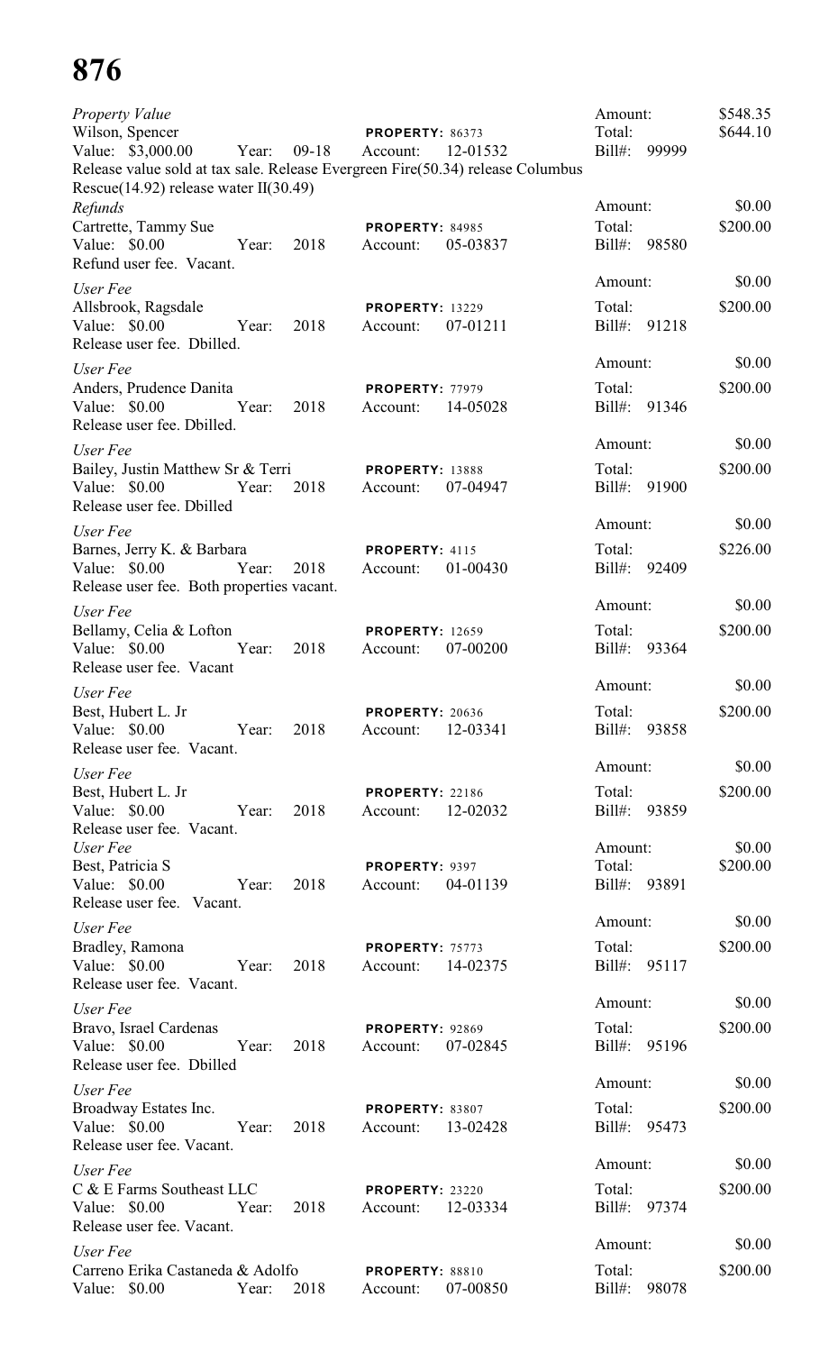*Property Value*
Wilson, Spencer **PROPERTY:** 86373 Amount: $548.35
Value: $3,000.00 Year: 09-18 Account: 12-01532 Total: $644.10
Bill#: 99999
Release value sold at tax sale. Release Evergreen Fire(50.34) release Columbus Rescue(14.92) release water II(30.49)

*Refunds*
Cartrette, Tammy Sue **PROPERTY:** 84985 Amount: $0.00
Value: $0.00 Year: 2018 Account: 05-03837 Total: $200.00
Bill#: 98580
Refund user fee. Vacant.

*User Fee*
Allsbrook, Ragsdale **PROPERTY:** 13229 Amount: $0.00
Value: $0.00 Year: 2018 Account: 07-01211 Total: $200.00
Bill#: 91218
Release user fee. Dbilled.

*User Fee*
Anders, Prudence Danita **PROPERTY:** 77979 Amount: $0.00
Value: $0.00 Year: 2018 Account: 14-05028 Total: $200.00
Bill#: 91346
Release user fee. Dbilled.

*User Fee*
Bailey, Justin Matthew Sr & Terri **PROPERTY:** 13888 Amount: $0.00
Value: $0.00 Year: 2018 Account: 07-04947 Total: $200.00
Bill#: 91900
Release user fee. Dbilled

*User Fee*
Barnes, Jerry K. & Barbara **PROPERTY:** 4115 Amount: $0.00
Value: $0.00 Year: 2018 Account: 01-00430 Total: $226.00
Bill#: 92409
Release user fee. Both properties vacant.

*User Fee*
Bellamy, Celia & Lofton **PROPERTY:** 12659 Amount: $0.00
Value: $0.00 Year: 2018 Account: 07-00200 Total: $200.00
Bill#: 93364
Release user fee. Vacant

*User Fee*
Best, Hubert L. Jr **PROPERTY:** 20636 Amount: $0.00
Value: $0.00 Year: 2018 Account: 12-03341 Total: $200.00
Bill#: 93858
Release user fee. Vacant.

*User Fee*
Best, Hubert L. Jr **PROPERTY:** 22186 Amount: $0.00
Value: $0.00 Year: 2018 Account: 12-02032 Total: $200.00
Bill#: 93859
Release user fee. Vacant.

*User Fee*
Best, Patricia S **PROPERTY:** 9397 Amount: $0.00
Value: $0.00 Year: 2018 Account: 04-01139 Total: $200.00
Bill#: 93891
Release user fee. Vacant.

*User Fee*
Bradley, Ramona **PROPERTY:** 75773 Amount: $0.00
Value: $0.00 Year: 2018 Account: 14-02375 Total: $200.00
Bill#: 95117
Release user fee. Vacant.

*User Fee*
Bravo, Israel Cardenas **PROPERTY:** 92869 Amount: $0.00
Value: $0.00 Year: 2018 Account: 07-02845 Total: $200.00
Bill#: 95196
Release user fee. Dbilled

*User Fee*
Broadway Estates Inc. **PROPERTY:** 83807 Amount: $0.00
Value: $0.00 Year: 2018 Account: 13-02428 Total: $200.00
Bill#: 95473
Release user fee. Vacant.

*User Fee*
C & E Farms Southeast LLC **PROPERTY:** 23220 Amount: $0.00
Value: $0.00 Year: 2018 Account: 12-03334 Total: $200.00
Bill#: 97374
Release user fee. Vacant.

*User Fee*
Carreno Erika Castaneda & Adolfo **PROPERTY:** 88810 Amount: $0.00
Value: $0.00 Year: 2018 Account: 07-00850 Total: $200.00
Bill#: 98078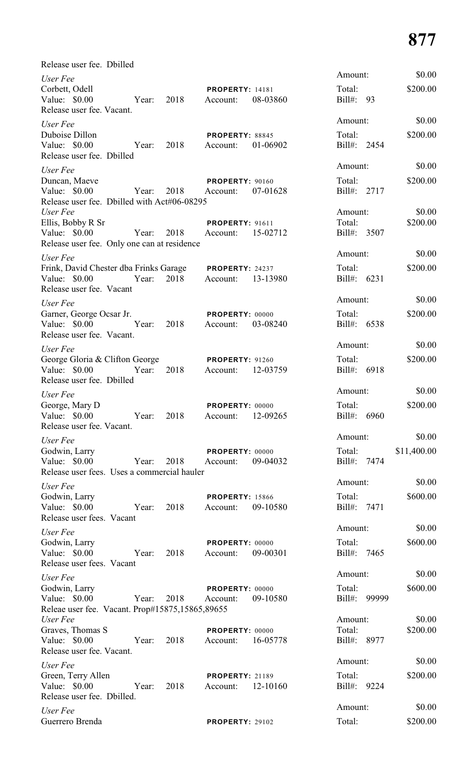Release user fee. Dbilled

*User Fee*
Corbett, Odell — PROPERTY: 14181
Value: $0.00 Year: 2018 Account: 08-03860
Release user fee. Vacant.
Amount: $0.00
Total: $200.00
Bill#: 93

*User Fee*
Duboise Dillon — PROPERTY: 88845
Value: $0.00 Year: 2018 Account: 01-06902
Release user fee. Dbilled
Amount: $0.00
Total: $200.00
Bill#: 2454

*User Fee*
Duncan, Maeve — PROPERTY: 90160
Value: $0.00 Year: 2018 Account: 07-01628
Release user fee. Dbilled with Act#06-08295
Amount: $0.00
Total: $200.00
Bill#: 2717

*User Fee*
Ellis, Bobby R Sr — PROPERTY: 91611
Value: $0.00 Year: 2018 Account: 15-02712
Release user fee. Only one can at residence
Amount: $0.00
Total: $200.00
Bill#: 3507

*User Fee*
Frink, David Chester dba Frinks Garage — PROPERTY: 24237
Value: $0.00 Year: 2018 Account: 13-13980
Release user fee. Vacant
Amount: $0.00
Total: $200.00
Bill#: 6231

*User Fee*
Garner, George Ocsar Jr. — PROPERTY: 00000
Value: $0.00 Year: 2018 Account: 03-08240
Release user fee. Vacant.
Amount: $0.00
Total: $200.00
Bill#: 6538

*User Fee*
George Gloria & Clifton George — PROPERTY: 91260
Value: $0.00 Year: 2018 Account: 12-03759
Release user fee. Dbilled
Amount: $0.00
Total: $200.00
Bill#: 6918

*User Fee*
George, Mary D — PROPERTY: 00000
Value: $0.00 Year: 2018 Account: 12-09265
Release user fee. Vacant.
Amount: $0.00
Total: $200.00
Bill#: 6960

*User Fee*
Godwin, Larry — PROPERTY: 00000
Value: $0.00 Year: 2018 Account: 09-04032
Release user fees. Uses a commercial hauler
Amount: $0.00
Total: $11,400.00
Bill#: 7474

*User Fee*
Godwin, Larry — PROPERTY: 15866
Value: $0.00 Year: 2018 Account: 09-10580
Release user fees. Vacant
Amount: $0.00
Total: $600.00
Bill#: 7471

*User Fee*
Godwin, Larry — PROPERTY: 00000
Value: $0.00 Year: 2018 Account: 09-00301
Release user fees. Vacant
Amount: $0.00
Total: $600.00
Bill#: 7465

*User Fee*
Godwin, Larry — PROPERTY: 00000
Value: $0.00 Year: 2018 Account: 09-10580
Releae user fee. Vacant. Prop#15875,15865,89655
Amount: $0.00
Total: $600.00
Bill#: 99999

*User Fee*
Graves, Thomas S — PROPERTY: 00000
Value: $0.00 Year: 2018 Account: 16-05778
Release user fee. Vacant.
Amount: $0.00
Total: $200.00
Bill#: 8977

*User Fee*
Green, Terry Allen — PROPERTY: 21189
Value: $0.00 Year: 2018 Account: 12-10160
Release user fee. Dbilled.
Amount: $0.00
Total: $200.00
Bill#: 9224

*User Fee*
Guerrero Brenda — PROPERTY: 29102
Amount: $0.00
Total: $200.00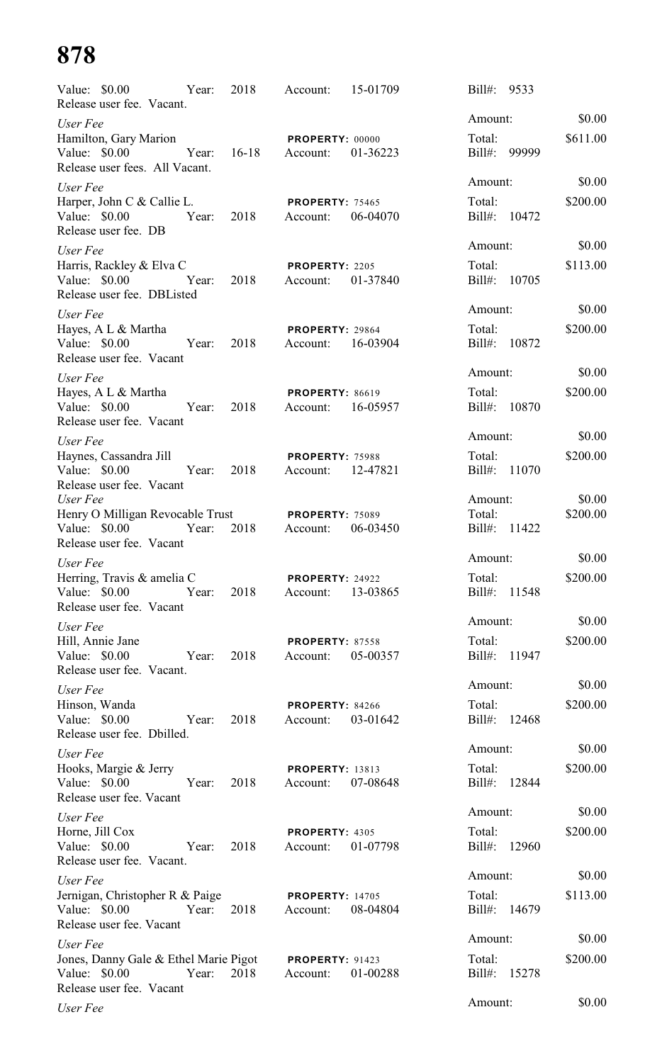Value: $0.00 Year: 2018 Account: 15-01709 Bill#: 9533
Release user fee. Vacant.

Amount: $0.00

*User Fee*
Hamilton, Gary Marion **PROPERTY:** 00000 Total: $611.00
Value: $0.00 Year: 16-18 Account: 01-36223 Bill#: 99999
Release user fees. All Vacant.

Amount: $0.00

*User Fee*
Harper, John C & Callie L. **PROPERTY:** 75465 Total: $200.00
Value: $0.00 Year: 2018 Account: 06-04070 Bill#: 10472
Release user fee. DB

Amount: $0.00

*User Fee*
Harris, Rackley & Elva C **PROPERTY:** 2205 Total: $113.00
Value: $0.00 Year: 2018 Account: 01-37840 Bill#: 10705
Release user fee. DBListed

Amount: $0.00

*User Fee*
Hayes, A L & Martha **PROPERTY:** 29864 Total: $200.00
Value: $0.00 Year: 2018 Account: 16-03904 Bill#: 10872
Release user fee. Vacant

Amount: $0.00

*User Fee*
Hayes, A L & Martha **PROPERTY:** 86619 Total: $200.00
Value: $0.00 Year: 2018 Account: 16-05957 Bill#: 10870
Release user fee. Vacant

Amount: $0.00

*User Fee*
Haynes, Cassandra Jill **PROPERTY:** 75988 Total: $200.00
Value: $0.00 Year: 2018 Account: 12-47821 Bill#: 11070
Release user fee. Vacant

Amount: $0.00

*User Fee*
Henry O Milligan Revocable Trust **PROPERTY:** 75089 Total: $200.00
Value: $0.00 Year: 2018 Account: 06-03450 Bill#: 11422
Release user fee. Vacant

Amount: $0.00

*User Fee*
Herring, Travis & amelia C **PROPERTY:** 24922 Total: $200.00
Value: $0.00 Year: 2018 Account: 13-03865 Bill#: 11548
Release user fee. Vacant

Amount: $0.00

*User Fee*
Hill, Annie Jane **PROPERTY:** 87558 Total: $200.00
Value: $0.00 Year: 2018 Account: 05-00357 Bill#: 11947
Release user fee. Vacant.

Amount: $0.00

*User Fee*
Hinson, Wanda **PROPERTY:** 84266 Total: $200.00
Value: $0.00 Year: 2018 Account: 03-01642 Bill#: 12468
Release user fee. Dbilled.

Amount: $0.00

*User Fee*
Hooks, Margie & Jerry **PROPERTY:** 13813 Total: $200.00
Value: $0.00 Year: 2018 Account: 07-08648 Bill#: 12844
Release user fee. Vacant

Amount: $0.00

*User Fee*
Horne, Jill Cox **PROPERTY:** 4305 Total: $200.00
Value: $0.00 Year: 2018 Account: 01-07798 Bill#: 12960
Release user fee. Vacant.

Amount: $0.00

*User Fee*
Jernigan, Christopher R & Paige **PROPERTY:** 14705 Total: $113.00
Value: $0.00 Year: 2018 Account: 08-04804 Bill#: 14679
Release user fee. Vacant

Amount: $0.00

*User Fee*
Jones, Danny Gale & Ethel Marie Pigot **PROPERTY:** 91423 Total: $200.00
Value: $0.00 Year: 2018 Account: 01-00288 Bill#: 15278
Release user fee. Vacant

Amount: $0.00

*User Fee*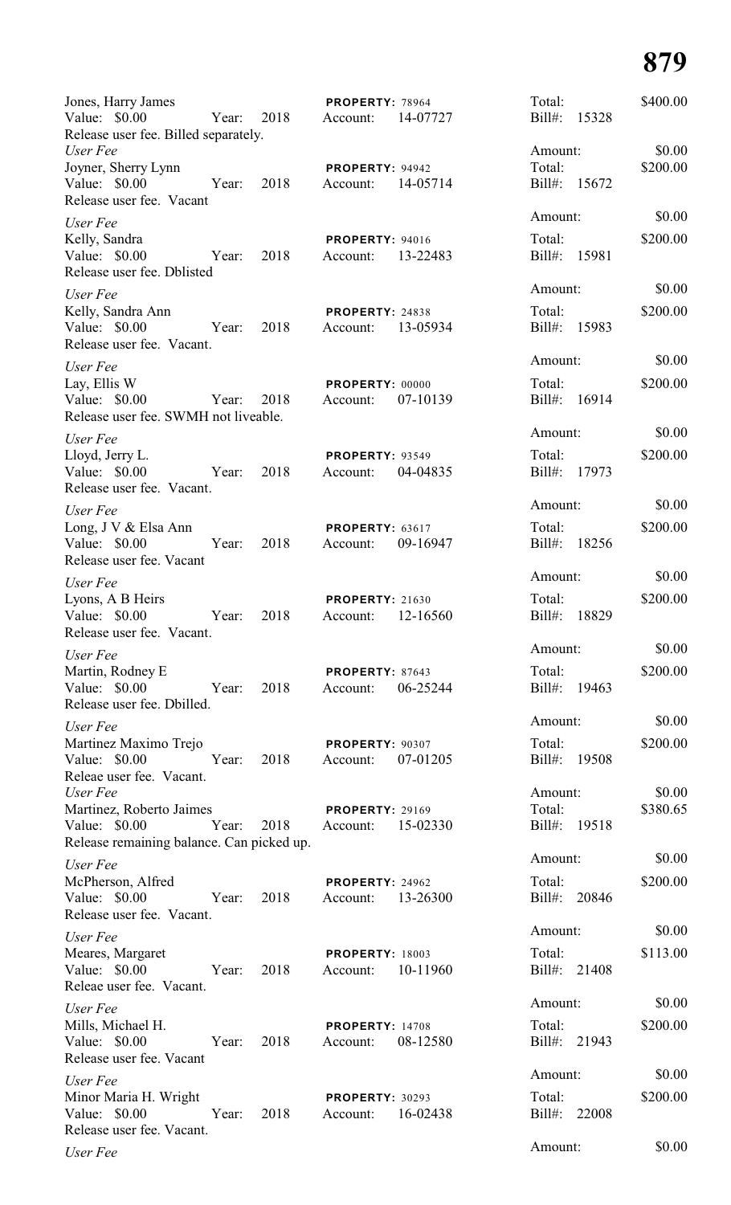Jones, Harry James
Value: $0.00 Year: 2018 **PROPERTY:** 78964 Account: 14-07727 Total: $400.00 Bill#: 15328
Release user fee. Billed separately.
*User Fee* Amount: $0.00

Joyner, Sherry Lynn
Value: $0.00 Year: 2018 **PROPERTY:** 94942 Account: 14-05714 Total: $200.00 Bill#: 15672
Release user fee. Vacant
*User Fee* Amount: $0.00

Kelly, Sandra
Value: $0.00 Year: 2018 **PROPERTY:** 94016 Account: 13-22483 Total: $200.00 Bill#: 15981
Release user fee. Dblisted
*User Fee* Amount: $0.00

Kelly, Sandra Ann
Value: $0.00 Year: 2018 **PROPERTY:** 24838 Account: 13-05934 Total: $200.00 Bill#: 15983
Release user fee. Vacant.
*User Fee* Amount: $0.00

Lay, Ellis W
Value: $0.00 Year: 2018 **PROPERTY:** 00000 Account: 07-10139 Total: $200.00 Bill#: 16914
Release user fee. SWMH not liveable.
*User Fee* Amount: $0.00

Lloyd, Jerry L.
Value: $0.00 Year: 2018 **PROPERTY:** 93549 Account: 04-04835 Total: $200.00 Bill#: 17973
Release user fee. Vacant.
*User Fee* Amount: $0.00

Long, J V & Elsa Ann
Value: $0.00 Year: 2018 **PROPERTY:** 63617 Account: 09-16947 Total: $200.00 Bill#: 18256
Release user fee. Vacant
*User Fee* Amount: $0.00

Lyons, A B Heirs
Value: $0.00 Year: 2018 **PROPERTY:** 21630 Account: 12-16560 Total: $200.00 Bill#: 18829
Release user fee. Vacant.
*User Fee* Amount: $0.00

Martin, Rodney E
Value: $0.00 Year: 2018 **PROPERTY:** 87643 Account: 06-25244 Total: $200.00 Bill#: 19463
Release user fee. Dbilled.
*User Fee* Amount: $0.00

Martinez Maximo Trejo
Value: $0.00 Year: 2018 **PROPERTY:** 90307 Account: 07-01205 Total: $200.00 Bill#: 19508
Releae user fee. Vacant.
*User Fee* Amount: $0.00

Martinez, Roberto Jaimes
Value: $0.00 Year: 2018 **PROPERTY:** 29169 Account: 15-02330 Total: $380.65 Bill#: 19518
Release remaining balance. Can picked up.
*User Fee* Amount: $0.00

McPherson, Alfred
Value: $0.00 Year: 2018 **PROPERTY:** 24962 Account: 13-26300 Total: $200.00 Bill#: 20846
Release user fee. Vacant.
*User Fee* Amount: $0.00

Meares, Margaret
Value: $0.00 Year: 2018 **PROPERTY:** 18003 Account: 10-11960 Total: $113.00 Bill#: 21408
Releae user fee. Vacant.
*User Fee* Amount: $0.00

Mills, Michael H.
Value: $0.00 Year: 2018 **PROPERTY:** 14708 Account: 08-12580 Total: $200.00 Bill#: 21943
Release user fee. Vacant
*User Fee* Amount: $0.00

Minor Maria H. Wright
Value: $0.00 Year: 2018 **PROPERTY:** 30293 Account: 16-02438 Total: $200.00 Bill#: 22008
Release user fee. Vacant.
*User Fee* Amount: $0.00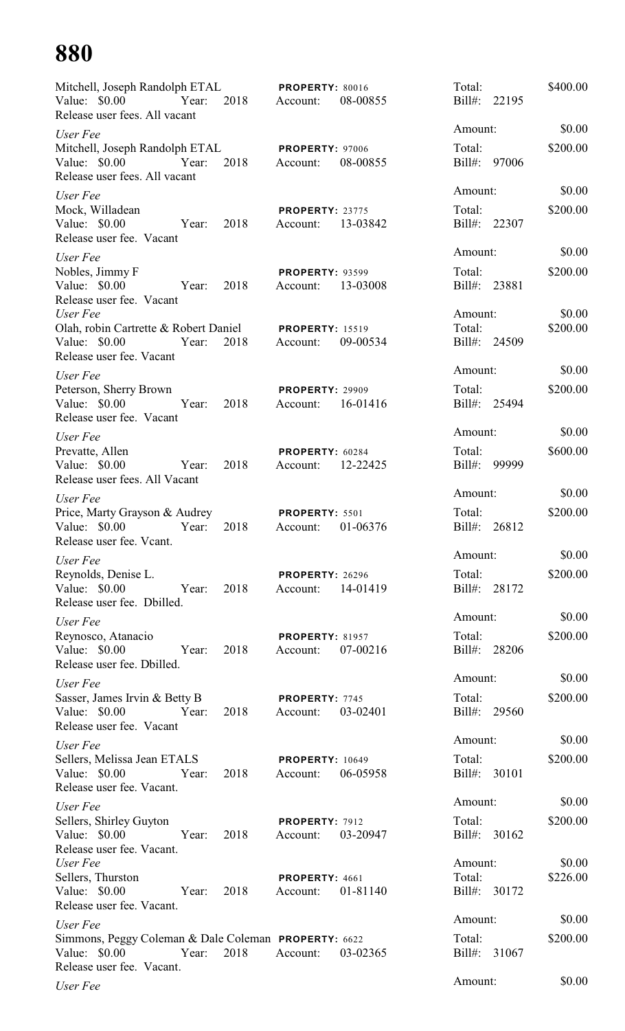# 880

Mitchell, Joseph Randolph ETAL　　**PROPERTY:** 80016　　Total: $400.00
Value: $0.00　Year: 2018　Account: 08-00855　　Bill#: 22195
Release user fees. All vacant
　　Amount: $0.00

*User Fee*
Mitchell, Joseph Randolph ETAL　　**PROPERTY:** 97006　　Total: $200.00
Value: $0.00　Year: 2018　Account: 08-00855　　Bill#: 97006
Release user fees. All vacant
　　Amount: $0.00

*User Fee*
Mock, Willadean　　**PROPERTY:** 23775　　Total: $200.00
Value: $0.00　Year: 2018　Account: 13-03842　　Bill#: 22307
Release user fee. Vacant
　　Amount: $0.00

*User Fee*
Nobles, Jimmy F　　**PROPERTY:** 93599　　Total: $200.00
Value: $0.00　Year: 2018　Account: 13-03008　　Bill#: 23881
Release user fee. Vacant
　　Amount: $0.00

*User Fee*
Olah, robin Cartrette & Robert Daniel　　**PROPERTY:** 15519　　Total: $200.00
Value: $0.00　Year: 2018　Account: 09-00534　　Bill#: 24509
Release user fee. Vacant
　　Amount: $0.00

*User Fee*
Peterson, Sherry Brown　　**PROPERTY:** 29909　　Total: $200.00
Value: $0.00　Year: 2018　Account: 16-01416　　Bill#: 25494
Release user fee. Vacant
　　Amount: $0.00

*User Fee*
Prevatte, Allen　　**PROPERTY:** 60284　　Total: $600.00
Value: $0.00　Year: 2018　Account: 12-22425　　Bill#: 99999
Release user fees. All Vacant
　　Amount: $0.00

*User Fee*
Price, Marty Grayson & Audrey　　**PROPERTY:** 5501　　Total: $200.00
Value: $0.00　Year: 2018　Account: 01-06376　　Bill#: 26812
Release user fee. Vcant.
　　Amount: $0.00

*User Fee*
Reynolds, Denise L.　　**PROPERTY:** 26296　　Total: $200.00
Value: $0.00　Year: 2018　Account: 14-01419　　Bill#: 28172
Release user fee. Dbilled.
　　Amount: $0.00

*User Fee*
Reynosco, Atanacio　　**PROPERTY:** 81957　　Total: $200.00
Value: $0.00　Year: 2018　Account: 07-00216　　Bill#: 28206
Release user fee. Dbilled.
　　Amount: $0.00

*User Fee*
Sasser, James Irvin & Betty B　　**PROPERTY:** 7745　　Total: $200.00
Value: $0.00　Year: 2018　Account: 03-02401　　Bill#: 29560
Release user fee. Vacant
　　Amount: $0.00

*User Fee*
Sellers, Melissa Jean ETALS　　**PROPERTY:** 10649　　Total: $200.00
Value: $0.00　Year: 2018　Account: 06-05958　　Bill#: 30101
Release user fee. Vacant.
　　Amount: $0.00

*User Fee*
Sellers, Shirley Guyton　　**PROPERTY:** 7912　　Total: $200.00
Value: $0.00　Year: 2018　Account: 03-20947　　Bill#: 30162
Release user fee. Vacant.
　　Amount: $0.00

*User Fee*
Sellers, Thurston　　**PROPERTY:** 4661　　Total: $226.00
Value: $0.00　Year: 2018　Account: 01-81140　　Bill#: 30172
Release user fee. Vacant.
　　Amount: $0.00

*User Fee*
Simmons, Peggy Coleman & Dale Coleman　　**PROPERTY:** 6622　　Total: $200.00
Value: $0.00　Year: 2018　Account: 03-02365　　Bill#: 31067
Release user fee. Vacant.
　　Amount: $0.00

*User Fee*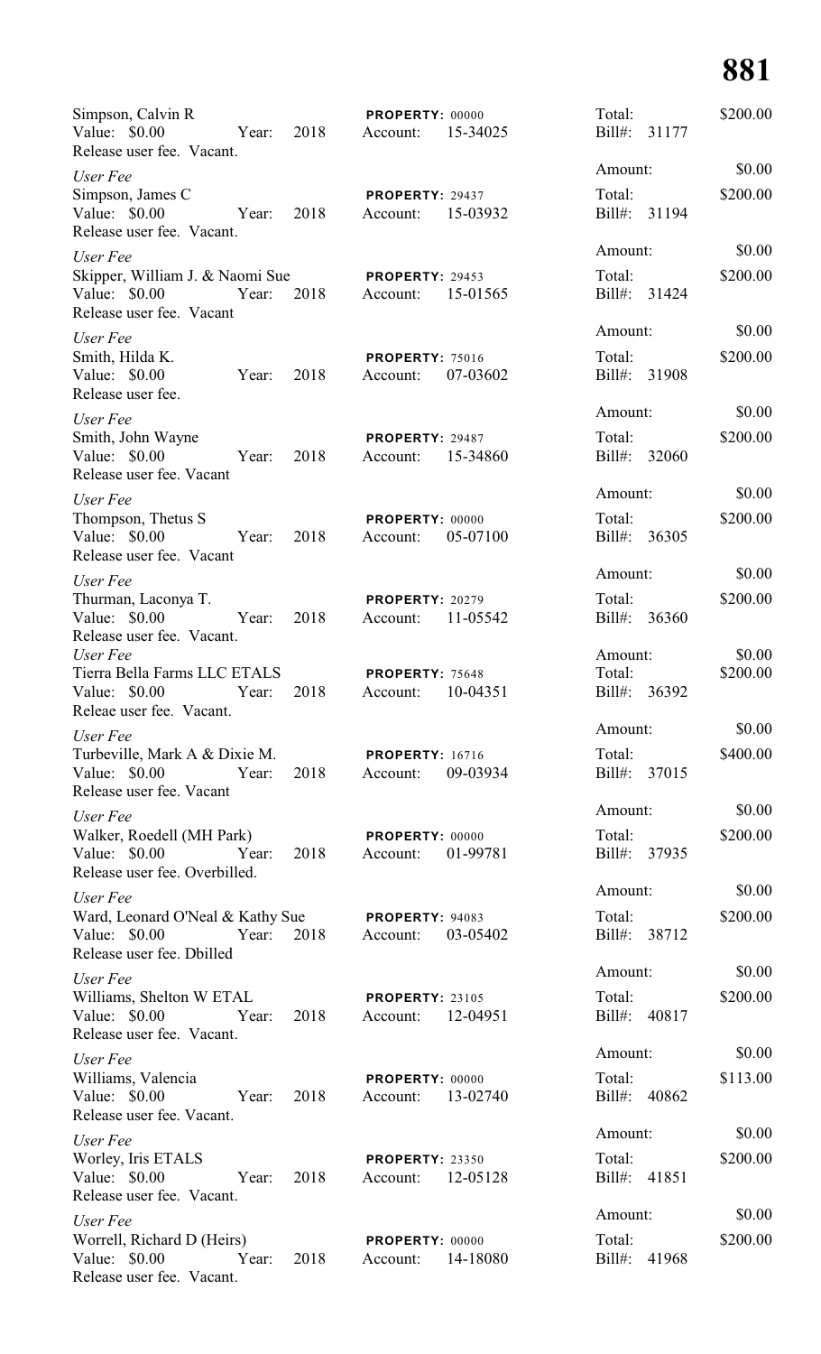Simpson, Calvin R | PROPERTY: 00000 | Total: $200.00
Value: $0.00 Year: 2018 Account: 15-34025 Bill#: 31177
Release user fee. Vacant.

*User Fee* Amount: $0.00
Simpson, James C | PROPERTY: 29437 | Total: $200.00
Value: $0.00 Year: 2018 Account: 15-03932 Bill#: 31194
Release user fee. Vacant.

*User Fee* Amount: $0.00
Skipper, William J. & Naomi Sue | PROPERTY: 29453 | Total: $200.00
Value: $0.00 Year: 2018 Account: 15-01565 Bill#: 31424
Release user fee. Vacant

*User Fee* Amount: $0.00
Smith, Hilda K. | PROPERTY: 75016 | Total: $200.00
Value: $0.00 Year: 2018 Account: 07-03602 Bill#: 31908
Release user fee.

*User Fee* Amount: $0.00
Smith, John Wayne | PROPERTY: 29487 | Total: $200.00
Value: $0.00 Year: 2018 Account: 15-34860 Bill#: 32060
Release user fee. Vacant

*User Fee* Amount: $0.00
Thompson, Thetus S | PROPERTY: 00000 | Total: $200.00
Value: $0.00 Year: 2018 Account: 05-07100 Bill#: 36305
Release user fee. Vacant

*User Fee* Amount: $0.00
Thurman, Laconya T. | PROPERTY: 20279 | Total: $200.00
Value: $0.00 Year: 2018 Account: 11-05542 Bill#: 36360
Release user fee. Vacant.

*User Fee* Amount: $0.00
Tierra Bella Farms LLC ETALS | PROPERTY: 75648 | Total: $200.00
Value: $0.00 Year: 2018 Account: 10-04351 Bill#: 36392
Releae user fee. Vacant.

*User Fee* Amount: $0.00
Turbeville, Mark A & Dixie M. | PROPERTY: 16716 | Total: $400.00
Value: $0.00 Year: 2018 Account: 09-03934 Bill#: 37015
Release user fee. Vacant

*User Fee* Amount: $0.00
Walker, Roedell (MH Park) | PROPERTY: 00000 | Total: $200.00
Value: $0.00 Year: 2018 Account: 01-99781 Bill#: 37935
Release user fee. Overbilled.

*User Fee* Amount: $0.00
Ward, Leonard O'Neal & Kathy Sue | PROPERTY: 94083 | Total: $200.00
Value: $0.00 Year: 2018 Account: 03-05402 Bill#: 38712
Release user fee. Dbilled

*User Fee* Amount: $0.00
Williams, Shelton W ETAL | PROPERTY: 23105 | Total: $200.00
Value: $0.00 Year: 2018 Account: 12-04951 Bill#: 40817
Release user fee. Vacant.

*User Fee* Amount: $0.00
Williams, Valencia | PROPERTY: 00000 | Total: $113.00
Value: $0.00 Year: 2018 Account: 13-02740 Bill#: 40862
Release user fee. Vacant.

*User Fee* Amount: $0.00
Worley, Iris ETALS | PROPERTY: 23350 | Total: $200.00
Value: $0.00 Year: 2018 Account: 12-05128 Bill#: 41851
Release user fee. Vacant.

*User Fee* Amount: $0.00
Worrell, Richard D (Heirs) | PROPERTY: 00000 | Total: $200.00
Value: $0.00 Year: 2018 Account: 14-18080 Bill#: 41968
Release user fee. Vacant.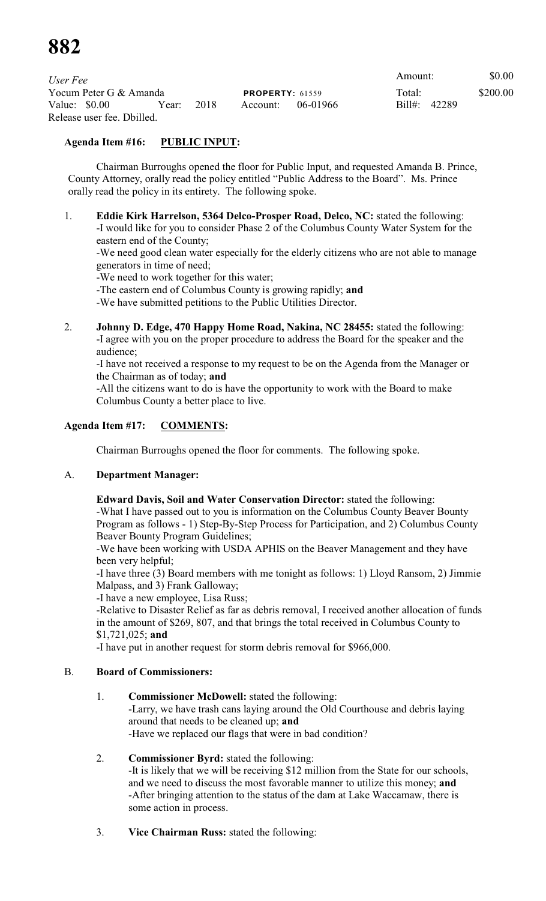*User Fee*

| | | | |
|---|---|---|---|
| Yocum Peter G & Amanda | **PROPERTY:** 61559 | Amount: $0.00 | |
| Value: $0.00 Year: 2018 | Account: 06-01966 | Total: $200.00 | Bill#: 42289 |

Release user fee. Dbilled.

**Agenda Item #16: PUBLIC INPUT:**

Chairman Burroughs opened the floor for Public Input, and requested Amanda B. Prince, County Attorney, orally read the policy entitled "Public Address to the Board". Ms. Prince orally read the policy in its entirety. The following spoke.

1. **Eddie Kirk Harrelson, 5364 Delco-Prosper Road, Delco, NC:** stated the following:
   -I would like for you to consider Phase 2 of the Columbus County Water System for the eastern end of the County;
   -We need good clean water especially for the elderly citizens who are not able to manage generators in time of need;
   -We need to work together for this water;
   -The eastern end of Columbus County is growing rapidly; **and**
   -We have submitted petitions to the Public Utilities Director.

2. **Johnny D. Edge, 470 Happy Home Road, Nakina, NC 28455:** stated the following:
   -I agree with you on the proper procedure to address the Board for the speaker and the audience;
   -I have not received a response to my request to be on the Agenda from the Manager or the Chairman as of today; **and**
   -All the citizens want to do is have the opportunity to work with the Board to make Columbus County a better place to live.

**Agenda Item #17: COMMENTS:**

Chairman Burroughs opened the floor for comments. The following spoke.

A. **Department Manager:**

**Edward Davis, Soil and Water Conservation Director:** stated the following:
-What I have passed out to you is information on the Columbus County Beaver Bounty Program as follows - 1) Step-By-Step Process for Participation, and 2) Columbus County Beaver Bounty Program Guidelines;
-We have been working with USDA APHIS on the Beaver Management and they have been very helpful;
-I have three (3) Board members with me tonight as follows: 1) Lloyd Ransom, 2) Jimmie Malpass, and 3) Frank Galloway;
-I have a new employee, Lisa Russ;
-Relative to Disaster Relief as far as debris removal, I received another allocation of funds in the amount of $269, 807, and that brings the total received in Columbus County to $1,721,025; **and**
-I have put in another request for storm debris removal for $966,000.

B. **Board of Commissioners:**

1. **Commissioner McDowell:** stated the following:
   -Larry, we have trash cans laying around the Old Courthouse and debris laying around that needs to be cleaned up; **and**
   -Have we replaced our flags that were in bad condition?

2. **Commissioner Byrd:** stated the following:
   -It is likely that we will be receiving $12 million from the State for our schools, and we need to discuss the most favorable manner to utilize this money; **and**
   -After bringing attention to the status of the dam at Lake Waccamaw, there is some action in process.

3. **Vice Chairman Russ:** stated the following: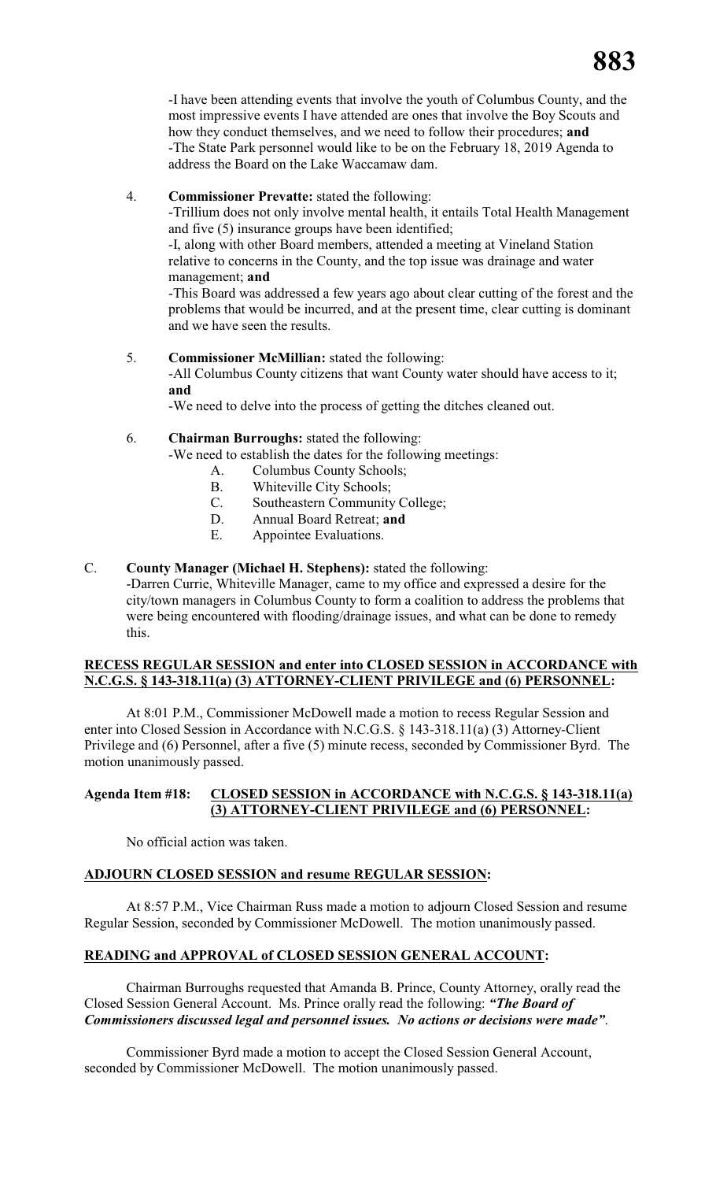-I have been attending events that involve the youth of Columbus County, and the most impressive events I have attended are ones that involve the Boy Scouts and how they conduct themselves, and we need to follow their procedures; **and**
-The State Park personnel would like to be on the February 18, 2019 Agenda to address the Board on the Lake Waccamaw dam.

4. **Commissioner Prevatte:** stated the following:
-Trillium does not only involve mental health, it entails Total Health Management and five (5) insurance groups have been identified;
-I, along with other Board members, attended a meeting at Vineland Station relative to concerns in the County, and the top issue was drainage and water management; **and**
-This Board was addressed a few years ago about clear cutting of the forest and the problems that would be incurred, and at the present time, clear cutting is dominant and we have seen the results.

5. **Commissioner McMillian:** stated the following:
-All Columbus County citizens that want County water should have access to it; **and**
-We need to delve into the process of getting the ditches cleaned out.

6. **Chairman Burroughs:** stated the following:
-We need to establish the dates for the following meetings:
   A. Columbus County Schools;
   B. Whiteville City Schools;
   C. Southeastern Community College;
   D. Annual Board Retreat; **and**
   E. Appointee Evaluations.

C. **County Manager (Michael H. Stephens):** stated the following:
-Darren Currie, Whiteville Manager, came to my office and expressed a desire for the city/town managers in Columbus County to form a coalition to address the problems that were being encountered with flooding/drainage issues, and what can be done to remedy this.

**RECESS REGULAR SESSION and enter into CLOSED SESSION in ACCORDANCE with N.C.G.S. § 143-318.11(a) (3) ATTORNEY-CLIENT PRIVILEGE and (6) PERSONNEL:**

At 8:01 P.M., Commissioner McDowell made a motion to recess Regular Session and enter into Closed Session in Accordance with N.C.G.S. § 143-318.11(a) (3) Attorney-Client Privilege and (6) Personnel, after a five (5) minute recess, seconded by Commissioner Byrd. The motion unanimously passed.

**Agenda Item #18: CLOSED SESSION in ACCORDANCE with N.C.G.S. § 143-318.11(a) (3) ATTORNEY-CLIENT PRIVILEGE and (6) PERSONNEL:**

No official action was taken.

**ADJOURN CLOSED SESSION and resume REGULAR SESSION:**

At 8:57 P.M., Vice Chairman Russ made a motion to adjourn Closed Session and resume Regular Session, seconded by Commissioner McDowell. The motion unanimously passed.

**READING and APPROVAL of CLOSED SESSION GENERAL ACCOUNT:**

Chairman Burroughs requested that Amanda B. Prince, County Attorney, orally read the Closed Session General Account. Ms. Prince orally read the following: ***"The Board of Commissioners discussed legal and personnel issues. No actions or decisions were made"***.

Commissioner Byrd made a motion to accept the Closed Session General Account, seconded by Commissioner McDowell. The motion unanimously passed.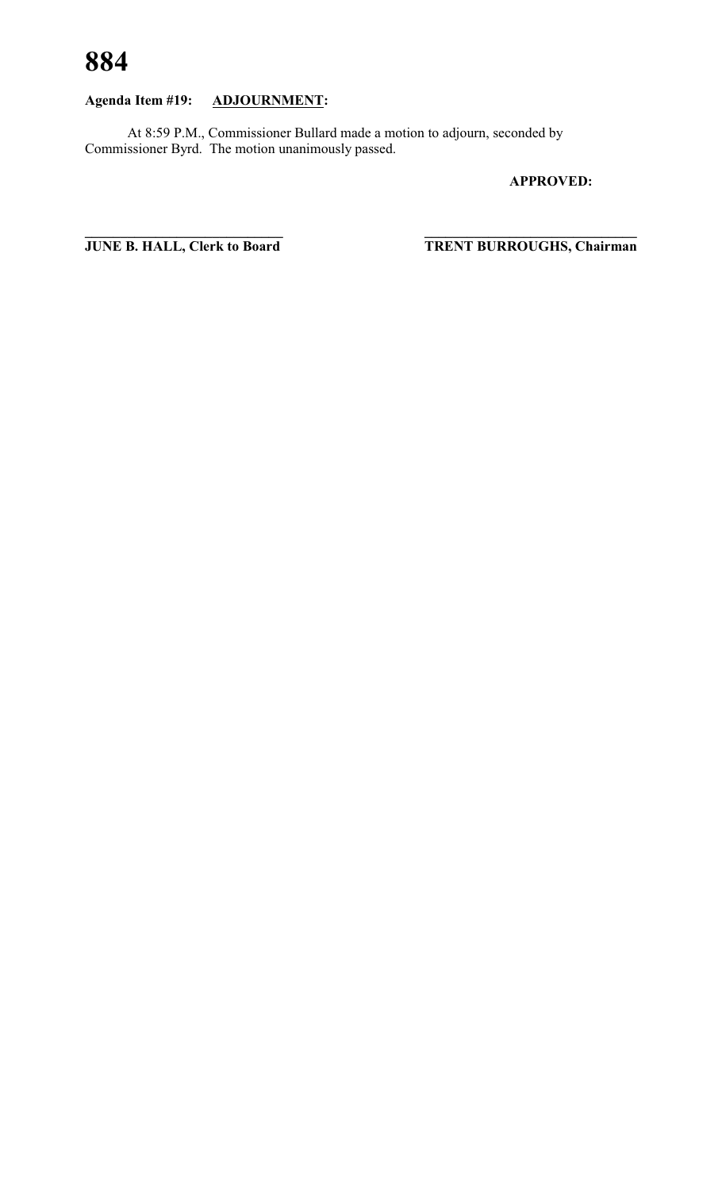**Agenda Item #19: ADJOURNMENT:**

At 8:59 P.M., Commissioner Bullard made a motion to adjourn, seconded by Commissioner Byrd. The motion unanimously passed.

**APPROVED:**

\_\_\_\_\_\_\_\_\_\_\_\_\_\_\_\_\_\_\_\_\_\_\_\_\_\_\_\_
**JUNE B. HALL, Clerk to Board**

\_\_\_\_\_\_\_\_\_\_\_\_\_\_\_\_\_\_\_\_\_\_\_\_\_\_\_\_
**TRENT BURROUGHS, Chairman**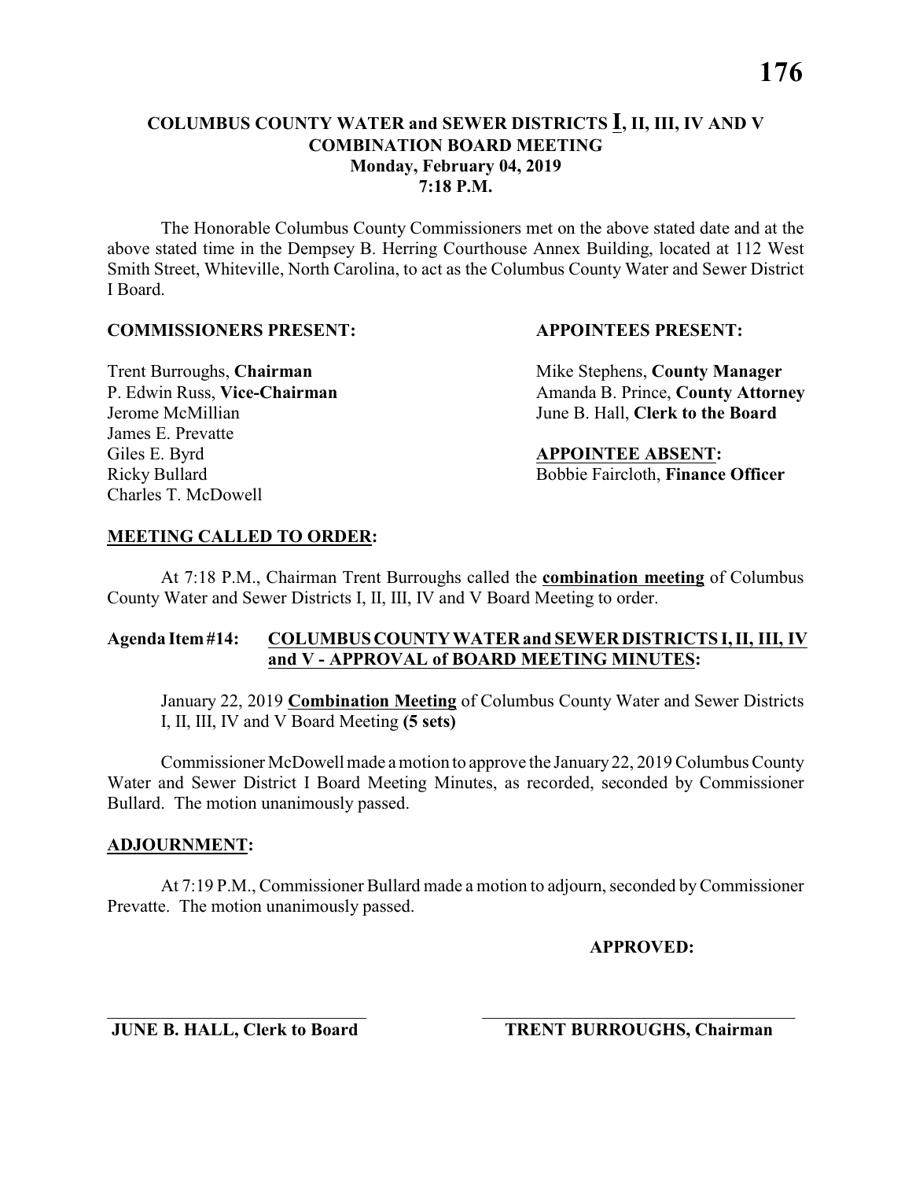**COLUMBUS COUNTY WATER and SEWER DISTRICTS <u>I</u>, II, III, IV AND V**
**COMBINATION BOARD MEETING**
**Monday, February 04, 2019**
**7:18 P.M.**

The Honorable Columbus County Commissioners met on the above stated date and at the above stated time in the Dempsey B. Herring Courthouse Annex Building, located at 112 West Smith Street, Whiteville, North Carolina, to act as the Columbus County Water and Sewer District I Board.

**COMMISSIONERS PRESENT:**

Trent Burroughs, **Chairman**
P. Edwin Russ, **Vice-Chairman**
Jerome McMillian
James E. Prevatte
Giles E. Byrd
Ricky Bullard
Charles T. McDowell

**APPOINTEES PRESENT:**

Mike Stephens, **County Manager**
Amanda B. Prince, **County Attorney**
June B. Hall, **Clerk to the Board**

**APPOINTEE ABSENT:**

Bobbie Faircloth, **Finance Officer**

**<u>MEETING CALLED TO ORDER</u>:**

At 7:18 P.M., Chairman Trent Burroughs called the **<u>combination meeting</u>** of Columbus County Water and Sewer Districts I, II, III, IV and V Board Meeting to order.

**Agenda Item #14: <u>COLUMBUS COUNTY WATER and SEWER DISTRICTS I, II, III, IV and V - APPROVAL of BOARD MEETING MINUTES</u>:**

January 22, 2019 **<u>Combination Meeting</u>** of Columbus County Water and Sewer Districts I, II, III, IV and V Board Meeting **(5 sets)**

Commissioner McDowell made a motion to approve the January 22, 2019 Columbus County Water and Sewer District I Board Meeting Minutes, as recorded, seconded by Commissioner Bullard. The motion unanimously passed.

**<u>ADJOURNMENT</u>:**

At 7:19 P.M., Commissioner Bullard made a motion to adjourn, seconded by Commissioner Prevatte. The motion unanimously passed.

**APPROVED:**

\_\_\_\_\_\_\_\_\_\_\_\_\_\_\_\_\_\_\_\_\_\_\_\_\_\_\_\_\_\_
**JUNE B. HALL, Clerk to Board**

\_\_\_\_\_\_\_\_\_\_\_\_\_\_\_\_\_\_\_\_\_\_\_\_\_\_\_\_\_\_
**TRENT BURROUGHS, Chairman**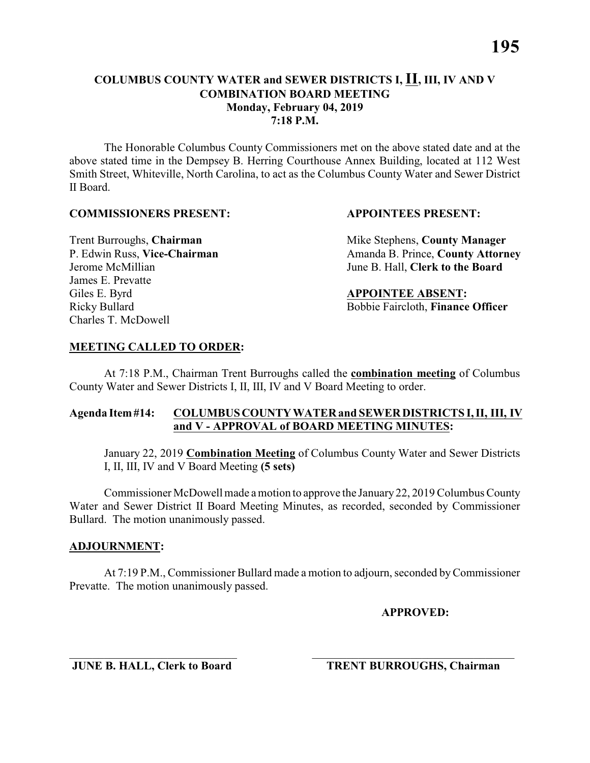# COLUMBUS COUNTY WATER and SEWER DISTRICTS I, II, III, IV AND V COMBINATION BOARD MEETING

**Monday, February 04, 2019**
**7:18 P.M.**

The Honorable Columbus County Commissioners met on the above stated date and at the above stated time in the Dempsey B. Herring Courthouse Annex Building, located at 112 West Smith Street, Whiteville, North Carolina, to act as the Columbus County Water and Sewer District II Board.

**COMMISSIONERS PRESENT:**

Trent Burroughs, **Chairman**
P. Edwin Russ, **Vice-Chairman**
Jerome McMillian
James E. Prevatte
Giles E. Byrd
Ricky Bullard
Charles T. McDowell

**APPOINTEES PRESENT:**

Mike Stephens, **County Manager**
Amanda B. Prince, **County Attorney**
June B. Hall, **Clerk to the Board**

**APPOINTEE ABSENT:**

Bobbie Faircloth, **Finance Officer**

**MEETING CALLED TO ORDER:**

At 7:18 P.M., Chairman Trent Burroughs called the **combination meeting** of Columbus County Water and Sewer Districts I, II, III, IV and V Board Meeting to order.

**Agenda Item #14: COLUMBUS COUNTY WATER and SEWER DISTRICTS I, II, III, IV and V - APPROVAL of BOARD MEETING MINUTES:**

January 22, 2019 **Combination Meeting** of Columbus County Water and Sewer Districts I, II, III, IV and V Board Meeting **(5 sets)**

Commissioner McDowell made a motion to approve the January 22, 2019 Columbus County Water and Sewer District II Board Meeting Minutes, as recorded, seconded by Commissioner Bullard. The motion unanimously passed.

**ADJOURNMENT:**

At 7:19 P.M., Commissioner Bullard made a motion to adjourn, seconded by Commissioner Prevatte. The motion unanimously passed.

**APPROVED:**

\_\_\_\_\_\_\_\_\_\_\_\_\_\_\_\_\_\_\_\_\_\_\_\_\_\_\_\_\_\_
**JUNE B. HALL, Clerk to Board**

\_\_\_\_\_\_\_\_\_\_\_\_\_\_\_\_\_\_\_\_\_\_\_\_\_\_\_\_\_\_
**TRENT BURROUGHS, Chairman**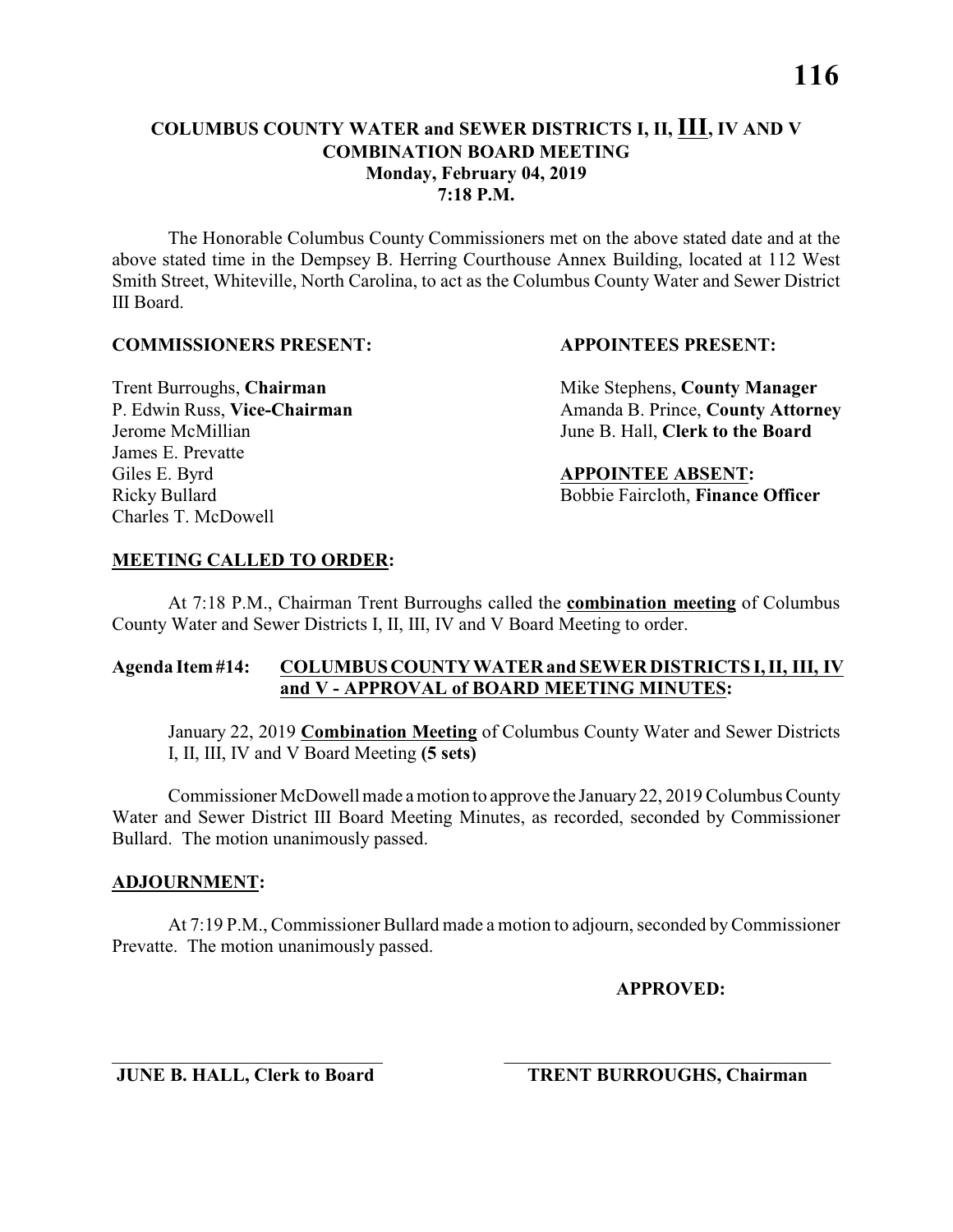# COLUMBUS COUNTY WATER and SEWER DISTRICTS I, II, III, IV AND V
## COMBINATION BOARD MEETING
### Monday, February 04, 2019
### 7:18 P.M.

The Honorable Columbus County Commissioners met on the above stated date and at the above stated time in the Dempsey B. Herring Courthouse Annex Building, located at 112 West Smith Street, Whiteville, North Carolina, to act as the Columbus County Water and Sewer District III Board.

**COMMISSIONERS PRESENT:**

Trent Burroughs, **Chairman**
P. Edwin Russ, **Vice-Chairman**
Jerome McMillian
James E. Prevatte
Giles E. Byrd
Ricky Bullard
Charles T. McDowell

**APPOINTEES PRESENT:**

Mike Stephens, **County Manager**
Amanda B. Prince, **County Attorney**
June B. Hall, **Clerk to the Board**

**APPOINTEE ABSENT:**

Bobbie Faircloth, **Finance Officer**

**MEETING CALLED TO ORDER:**

At 7:18 P.M., Chairman Trent Burroughs called the **combination meeting** of Columbus County Water and Sewer Districts I, II, III, IV and V Board Meeting to order.

**Agenda Item #14: COLUMBUS COUNTY WATER and SEWER DISTRICTS I, II, III, IV and V - APPROVAL of BOARD MEETING MINUTES:**

January 22, 2019 **Combination Meeting** of Columbus County Water and Sewer Districts I, II, III, IV and V Board Meeting **(5 sets)**

Commissioner McDowell made a motion to approve the January 22, 2019 Columbus County Water and Sewer District III Board Meeting Minutes, as recorded, seconded by Commissioner Bullard. The motion unanimously passed.

**ADJOURNMENT:**

At 7:19 P.M., Commissioner Bullard made a motion to adjourn, seconded by Commissioner Prevatte. The motion unanimously passed.

**APPROVED:**

______________________________ ______________________________

**JUNE B. HALL, Clerk to Board** **TRENT BURROUGHS, Chairman**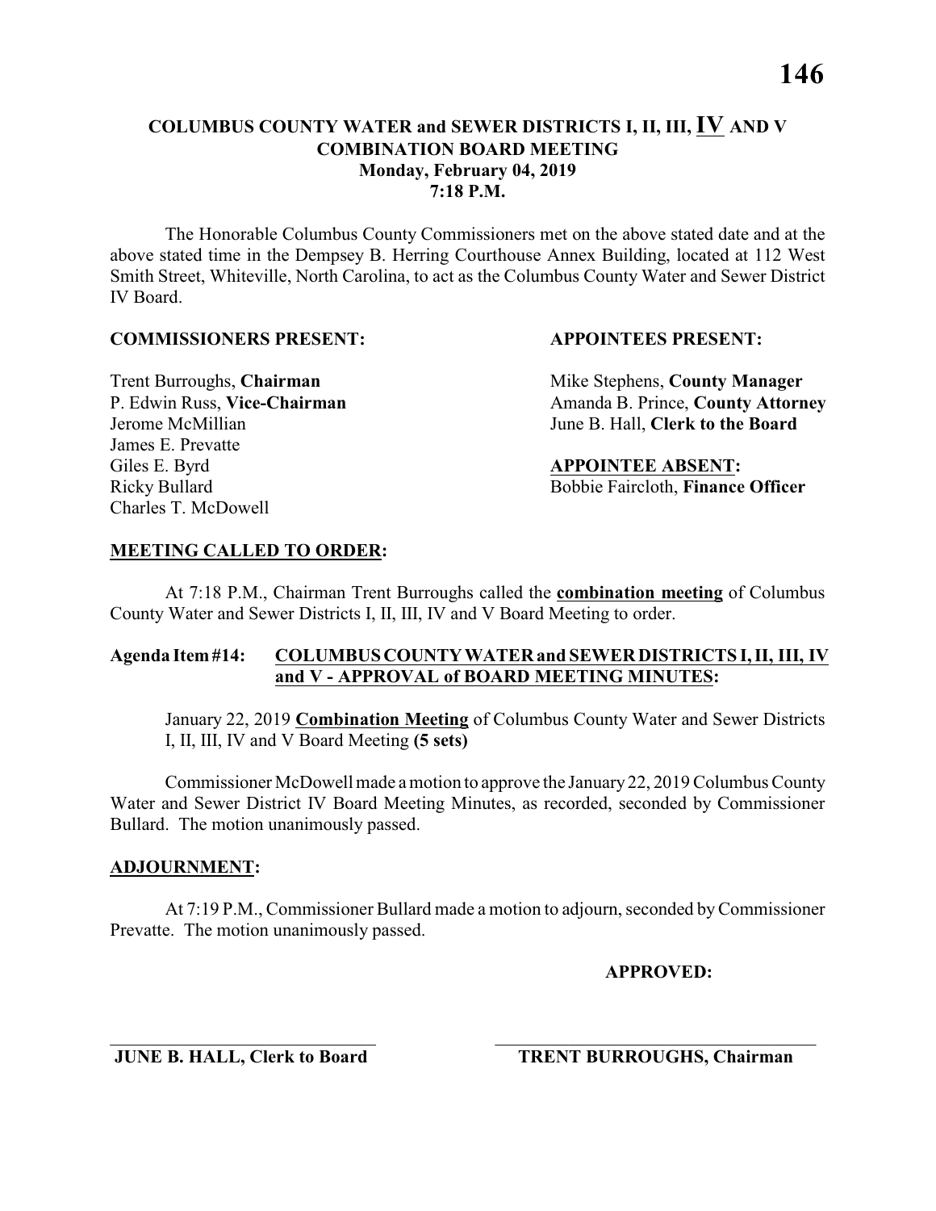# COLUMBUS COUNTY WATER and SEWER DISTRICTS I, II, III, IV AND V COMBINATION BOARD MEETING

**Monday, February 04, 2019**
**7:18 P.M.**

The Honorable Columbus County Commissioners met on the above stated date and at the above stated time in the Dempsey B. Herring Courthouse Annex Building, located at 112 West Smith Street, Whiteville, North Carolina, to act as the Columbus County Water and Sewer District IV Board.

**COMMISSIONERS PRESENT:**

Trent Burroughs, **Chairman**
P. Edwin Russ, **Vice-Chairman**
Jerome McMillian
James E. Prevatte
Giles E. Byrd
Ricky Bullard
Charles T. McDowell

**APPOINTEES PRESENT:**

Mike Stephens, **County Manager**
Amanda B. Prince, **County Attorney**
June B. Hall, **Clerk to the Board**

**APPOINTEE ABSENT:**

Bobbie Faircloth, **Finance Officer**

**MEETING CALLED TO ORDER:**

At 7:18 P.M., Chairman Trent Burroughs called the **combination meeting** of Columbus County Water and Sewer Districts I, II, III, IV and V Board Meeting to order.

**Agenda Item #14: COLUMBUS COUNTY WATER and SEWER DISTRICTS I, II, III, IV and V - APPROVAL of BOARD MEETING MINUTES:**

January 22, 2019 **Combination Meeting** of Columbus County Water and Sewer Districts I, II, III, IV and V Board Meeting **(5 sets)**

Commissioner McDowell made a motion to approve the January 22, 2019 Columbus County Water and Sewer District IV Board Meeting Minutes, as recorded, seconded by Commissioner Bullard. The motion unanimously passed.

**ADJOURNMENT:**

At 7:19 P.M., Commissioner Bullard made a motion to adjourn, seconded by Commissioner Prevatte. The motion unanimously passed.

**APPROVED:**

\_\_\_\_\_\_\_\_\_\_\_\_\_\_\_\_\_\_\_\_\_\_\_\_\_\_\_\_
**JUNE B. HALL, Clerk to Board**

\_\_\_\_\_\_\_\_\_\_\_\_\_\_\_\_\_\_\_\_\_\_\_\_\_\_\_\_
**TRENT BURROUGHS, Chairman**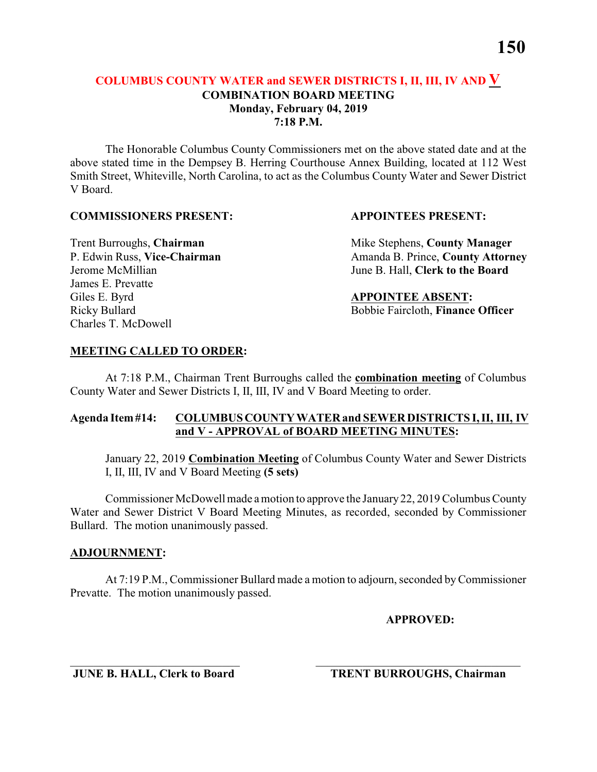## COLUMBUS COUNTY WATER and SEWER DISTRICTS I, II, III, IV AND V
### COMBINATION BOARD MEETING
**Monday, February 04, 2019**
**7:18 P.M.**

The Honorable Columbus County Commissioners met on the above stated date and at the above stated time in the Dempsey B. Herring Courthouse Annex Building, located at 112 West Smith Street, Whiteville, North Carolina, to act as the Columbus County Water and Sewer District V Board.

**COMMISSIONERS PRESENT:**

Trent Burroughs, **Chairman**
P. Edwin Russ, **Vice-Chairman**
Jerome McMillian
James E. Prevatte
Giles E. Byrd
Ricky Bullard
Charles T. McDowell

**APPOINTEES PRESENT:**

Mike Stephens, **County Manager**
Amanda B. Prince, **County Attorney**
June B. Hall, **Clerk to the Board**

**APPOINTEE ABSENT:**

Bobbie Faircloth, **Finance Officer**

**MEETING CALLED TO ORDER:**

At 7:18 P.M., Chairman Trent Burroughs called the **combination meeting** of Columbus County Water and Sewer Districts I, II, III, IV and V Board Meeting to order.

**Agenda Item #14: COLUMBUS COUNTY WATER and SEWER DISTRICTS I, II, III, IV and V - APPROVAL of BOARD MEETING MINUTES:**

January 22, 2019 **Combination Meeting** of Columbus County Water and Sewer Districts I, II, III, IV and V Board Meeting **(5 sets)**

Commissioner McDowell made a motion to approve the January 22, 2019 Columbus County Water and Sewer District V Board Meeting Minutes, as recorded, seconded by Commissioner Bullard. The motion unanimously passed.

**ADJOURNMENT:**

At 7:19 P.M., Commissioner Bullard made a motion to adjourn, seconded by Commissioner Prevatte. The motion unanimously passed.

**APPROVED:**

\_\_\_\_\_\_\_\_\_\_\_\_\_\_\_\_\_\_\_\_\_\_\_\_\_\_\_\_ \_\_\_\_\_\_\_\_\_\_\_\_\_\_\_\_\_\_\_\_\_\_\_\_\_\_\_\_

**JUNE B. HALL, Clerk to Board** **TRENT BURROUGHS, Chairman**